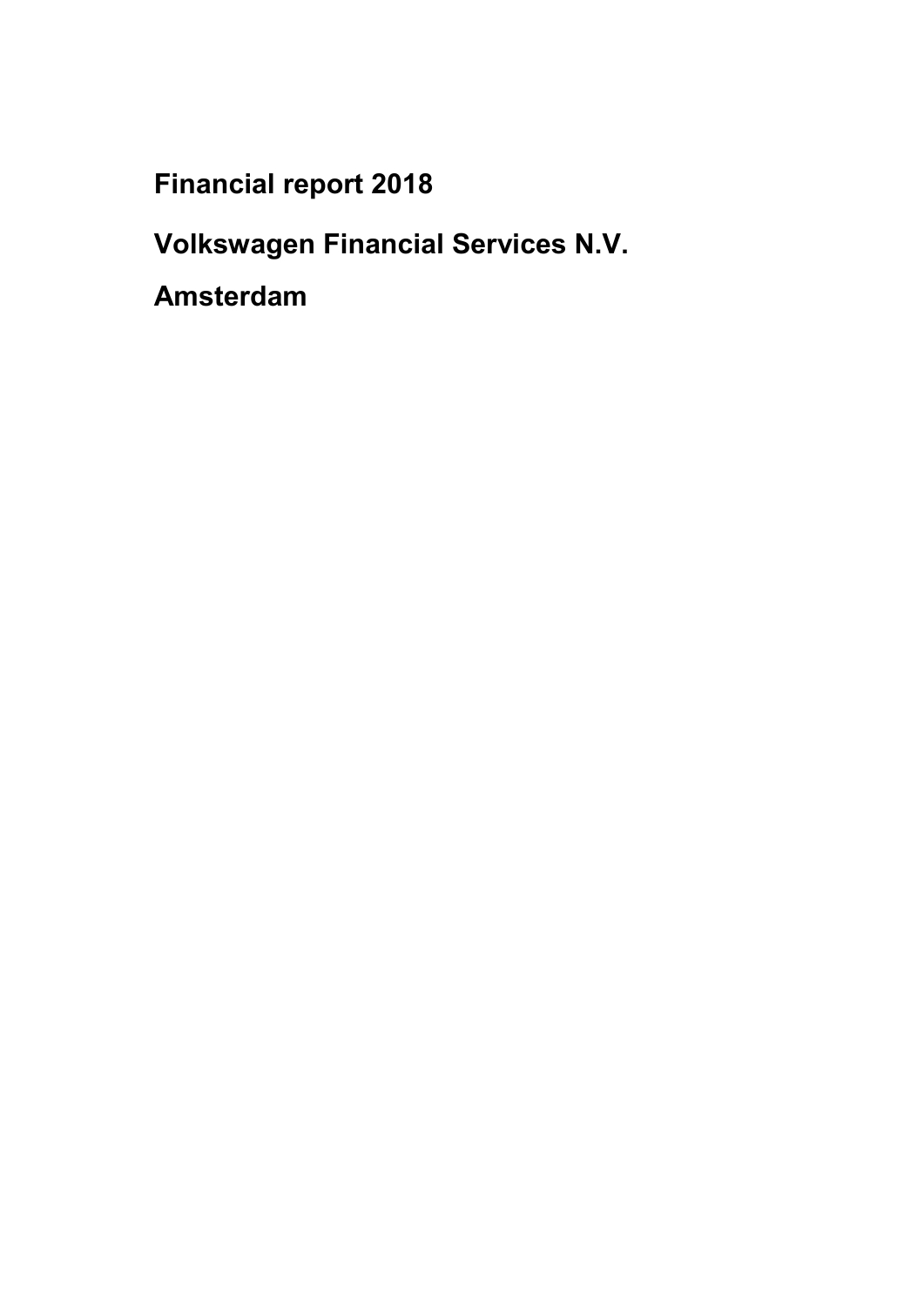# Financial report 2018

# Volkswagen Financial Services N.V.

# Amsterdam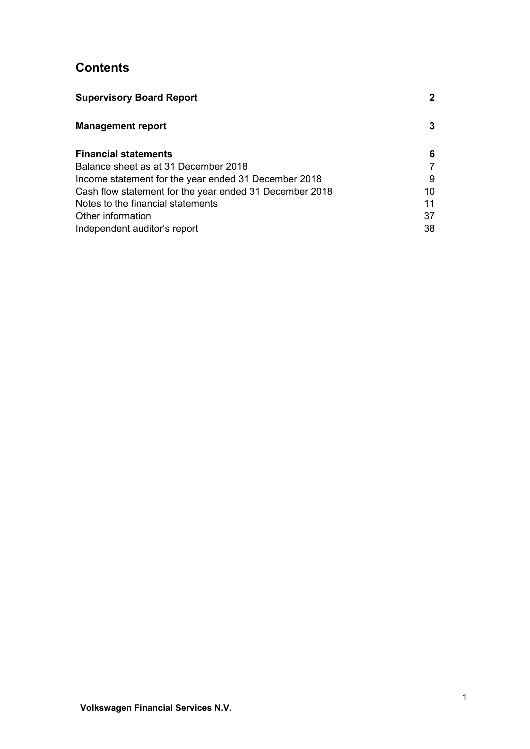# Contents

| | |
|---|---|
| **Supervisory Board Report** | **2** |
| **Management report** | **3** |
| **Financial statements** | **6** |
| Balance sheet as at 31 December 2018 | 7 |
| Income statement for the year ended 31 December 2018 | 9 |
| Cash flow statement for the year ended 31 December 2018 | 10 |
| Notes to the financial statements | 11 |
| Other information | 37 |
| Independent auditor's report | 38 |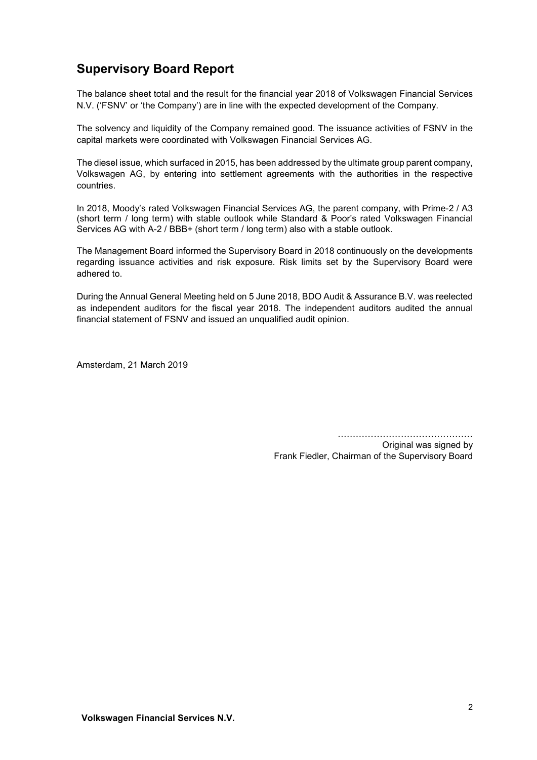## Supervisory Board Report

The balance sheet total and the result for the financial year 2018 of Volkswagen Financial Services N.V. ('FSNV' or 'the Company') are in line with the expected development of the Company.

The solvency and liquidity of the Company remained good. The issuance activities of FSNV in the capital markets were coordinated with Volkswagen Financial Services AG.

The diesel issue, which surfaced in 2015, has been addressed by the ultimate group parent company, Volkswagen AG, by entering into settlement agreements with the authorities in the respective countries.

In 2018, Moody's rated Volkswagen Financial Services AG, the parent company, with Prime-2 / A3 (short term / long term) with stable outlook while Standard & Poor's rated Volkswagen Financial Services AG with A-2 / BBB+ (short term / long term) also with a stable outlook.

The Management Board informed the Supervisory Board in 2018 continuously on the developments regarding issuance activities and risk exposure. Risk limits set by the Supervisory Board were adhered to.

During the Annual General Meeting held on 5 June 2018, BDO Audit & Assurance B.V. was reelected as independent auditors for the fiscal year 2018. The independent auditors audited the annual financial statement of FSNV and issued an unqualified audit opinion.

Amsterdam, 21 March 2019

……………………………………

Original was signed by
Frank Fiedler, Chairman of the Supervisory Board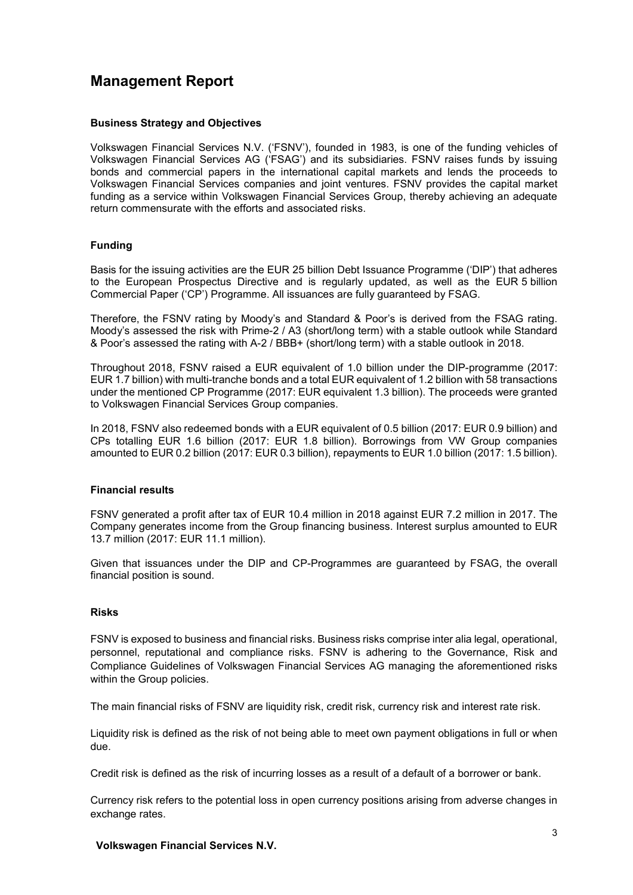# Management Report

### Business Strategy and Objectives

Volkswagen Financial Services N.V. ('FSNV'), founded in 1983, is one of the funding vehicles of Volkswagen Financial Services AG ('FSAG') and its subsidiaries. FSNV raises funds by issuing bonds and commercial papers in the international capital markets and lends the proceeds to Volkswagen Financial Services companies and joint ventures. FSNV provides the capital market funding as a service within Volkswagen Financial Services Group, thereby achieving an adequate return commensurate with the efforts and associated risks.

### Funding

Basis for the issuing activities are the EUR 25 billion Debt Issuance Programme ('DIP') that adheres to the European Prospectus Directive and is regularly updated, as well as the EUR 5 billion Commercial Paper ('CP') Programme. All issuances are fully guaranteed by FSAG.

Therefore, the FSNV rating by Moody's and Standard & Poor's is derived from the FSAG rating. Moody's assessed the risk with Prime-2 / A3 (short/long term) with a stable outlook while Standard & Poor's assessed the rating with A-2 / BBB+ (short/long term) with a stable outlook in 2018.

Throughout 2018, FSNV raised a EUR equivalent of 1.0 billion under the DIP-programme (2017: EUR 1.7 billion) with multi-tranche bonds and a total EUR equivalent of 1.2 billion with 58 transactions under the mentioned CP Programme (2017: EUR equivalent 1.3 billion). The proceeds were granted to Volkswagen Financial Services Group companies.

In 2018, FSNV also redeemed bonds with a EUR equivalent of 0.5 billion (2017: EUR 0.9 billion) and CPs totalling EUR 1.6 billion (2017: EUR 1.8 billion). Borrowings from VW Group companies amounted to EUR 0.2 billion (2017: EUR 0.3 billion), repayments to EUR 1.0 billion (2017: 1.5 billion).

### Financial results

FSNV generated a profit after tax of EUR 10.4 million in 2018 against EUR 7.2 million in 2017. The Company generates income from the Group financing business. Interest surplus amounted to EUR 13.7 million (2017: EUR 11.1 million).

Given that issuances under the DIP and CP-Programmes are guaranteed by FSAG, the overall financial position is sound.

### Risks

FSNV is exposed to business and financial risks. Business risks comprise inter alia legal, operational, personnel, reputational and compliance risks. FSNV is adhering to the Governance, Risk and Compliance Guidelines of Volkswagen Financial Services AG managing the aforementioned risks within the Group policies.

The main financial risks of FSNV are liquidity risk, credit risk, currency risk and interest rate risk.

Liquidity risk is defined as the risk of not being able to meet own payment obligations in full or when due.

Credit risk is defined as the risk of incurring losses as a result of a default of a borrower or bank.

Currency risk refers to the potential loss in open currency positions arising from adverse changes in exchange rates.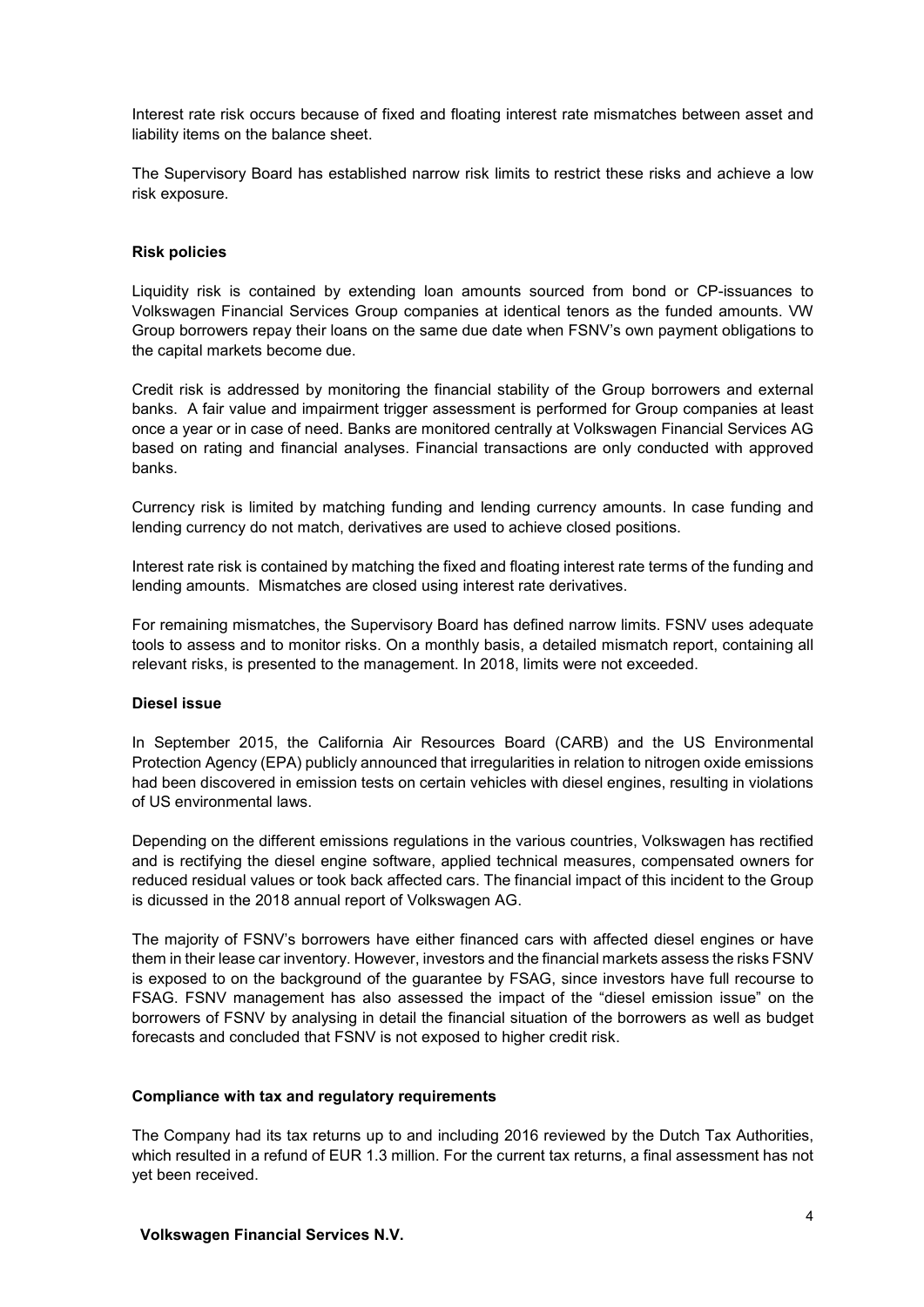Interest rate risk occurs because of fixed and floating interest rate mismatches between asset and liability items on the balance sheet.

The Supervisory Board has established narrow risk limits to restrict these risks and achieve a low risk exposure.

**Risk policies**

Liquidity risk is contained by extending loan amounts sourced from bond or CP-issuances to Volkswagen Financial Services Group companies at identical tenors as the funded amounts. VW Group borrowers repay their loans on the same due date when FSNV's own payment obligations to the capital markets become due.

Credit risk is addressed by monitoring the financial stability of the Group borrowers and external banks. A fair value and impairment trigger assessment is performed for Group companies at least once a year or in case of need. Banks are monitored centrally at Volkswagen Financial Services AG based on rating and financial analyses. Financial transactions are only conducted with approved banks.

Currency risk is limited by matching funding and lending currency amounts. In case funding and lending currency do not match, derivatives are used to achieve closed positions.

Interest rate risk is contained by matching the fixed and floating interest rate terms of the funding and lending amounts. Mismatches are closed using interest rate derivatives.

For remaining mismatches, the Supervisory Board has defined narrow limits. FSNV uses adequate tools to assess and to monitor risks. On a monthly basis, a detailed mismatch report, containing all relevant risks, is presented to the management. In 2018, limits were not exceeded.

**Diesel issue**

In September 2015, the California Air Resources Board (CARB) and the US Environmental Protection Agency (EPA) publicly announced that irregularities in relation to nitrogen oxide emissions had been discovered in emission tests on certain vehicles with diesel engines, resulting in violations of US environmental laws.

Depending on the different emissions regulations in the various countries, Volkswagen has rectified and is rectifying the diesel engine software, applied technical measures, compensated owners for reduced residual values or took back affected cars. The financial impact of this incident to the Group is dicussed in the 2018 annual report of Volkswagen AG.

The majority of FSNV's borrowers have either financed cars with affected diesel engines or have them in their lease car inventory. However, investors and the financial markets assess the risks FSNV is exposed to on the background of the guarantee by FSAG, since investors have full recourse to FSAG. FSNV management has also assessed the impact of the "diesel emission issue" on the borrowers of FSNV by analysing in detail the financial situation of the borrowers as well as budget forecasts and concluded that FSNV is not exposed to higher credit risk.

**Compliance with tax and regulatory requirements**

The Company had its tax returns up to and including 2016 reviewed by the Dutch Tax Authorities, which resulted in a refund of EUR 1.3 million. For the current tax returns, a final assessment has not yet been received.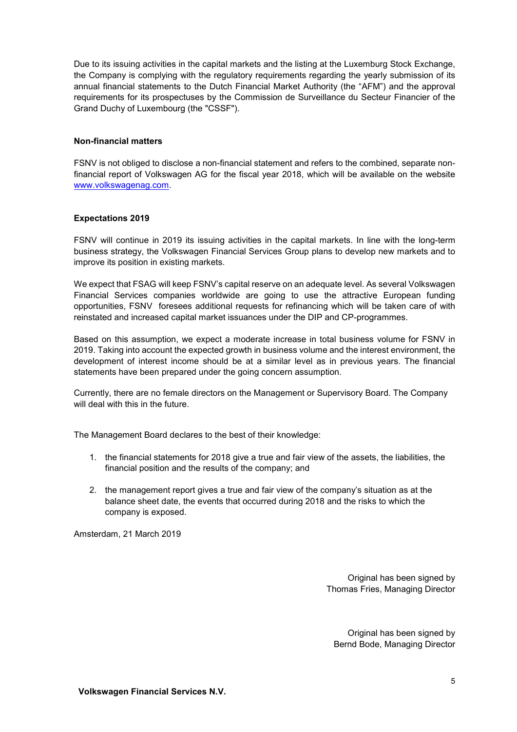Due to its issuing activities in the capital markets and the listing at the Luxemburg Stock Exchange, the Company is complying with the regulatory requirements regarding the yearly submission of its annual financial statements to the Dutch Financial Market Authority (the "AFM") and the approval requirements for its prospectuses by the Commission de Surveillance du Secteur Financier of the Grand Duchy of Luxembourg (the "CSSF").

**Non-financial matters**

FSNV is not obliged to disclose a non-financial statement and refers to the combined, separate non-financial report of Volkswagen AG for the fiscal year 2018, which will be available on the website www.volkswagenag.com.

**Expectations 2019**

FSNV will continue in 2019 its issuing activities in the capital markets. In line with the long-term business strategy, the Volkswagen Financial Services Group plans to develop new markets and to improve its position in existing markets.

We expect that FSAG will keep FSNV's capital reserve on an adequate level. As several Volkswagen Financial Services companies worldwide are going to use the attractive European funding opportunities, FSNV foresees additional requests for refinancing which will be taken care of with reinstated and increased capital market issuances under the DIP and CP-programmes.

Based on this assumption, we expect a moderate increase in total business volume for FSNV in 2019. Taking into account the expected growth in business volume and the interest environment, the development of interest income should be at a similar level as in previous years. The financial statements have been prepared under the going concern assumption.

Currently, there are no female directors on the Management or Supervisory Board. The Company will deal with this in the future.

The Management Board declares to the best of their knowledge:

1. the financial statements for 2018 give a true and fair view of the assets, the liabilities, the financial position and the results of the company; and
2. the management report gives a true and fair view of the company's situation as at the balance sheet date, the events that occurred during 2018 and the risks to which the company is exposed.

Amsterdam, 21 March 2019

Original has been signed by
Thomas Fries, Managing Director

Original has been signed by
Bernd Bode, Managing Director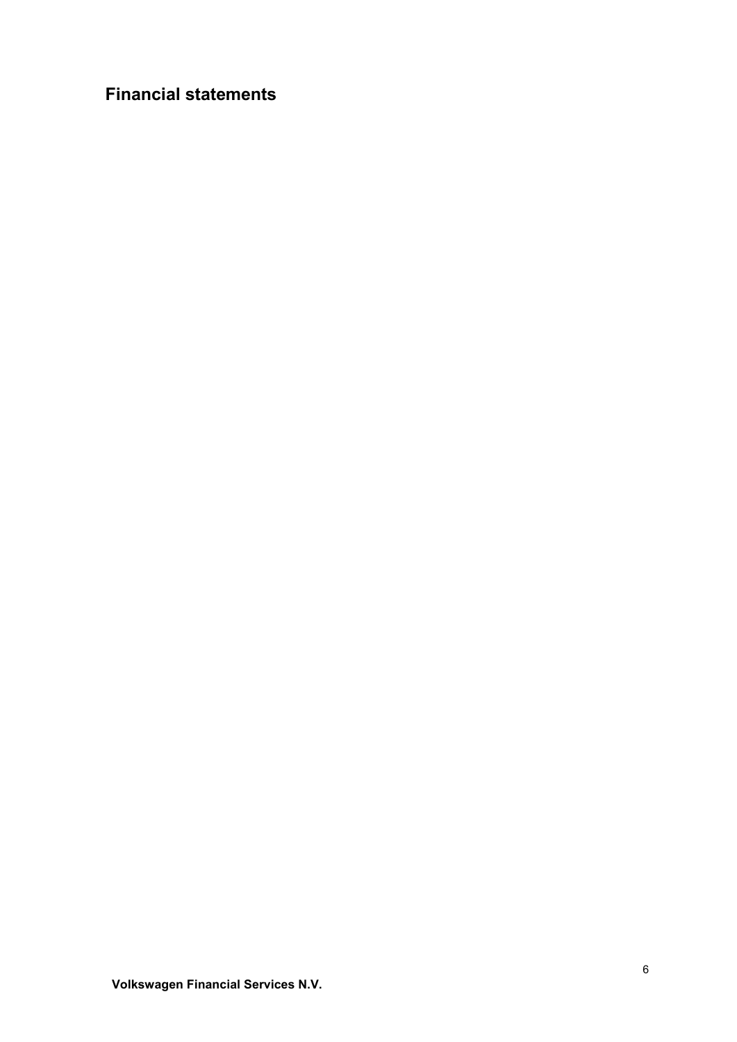# Financial statements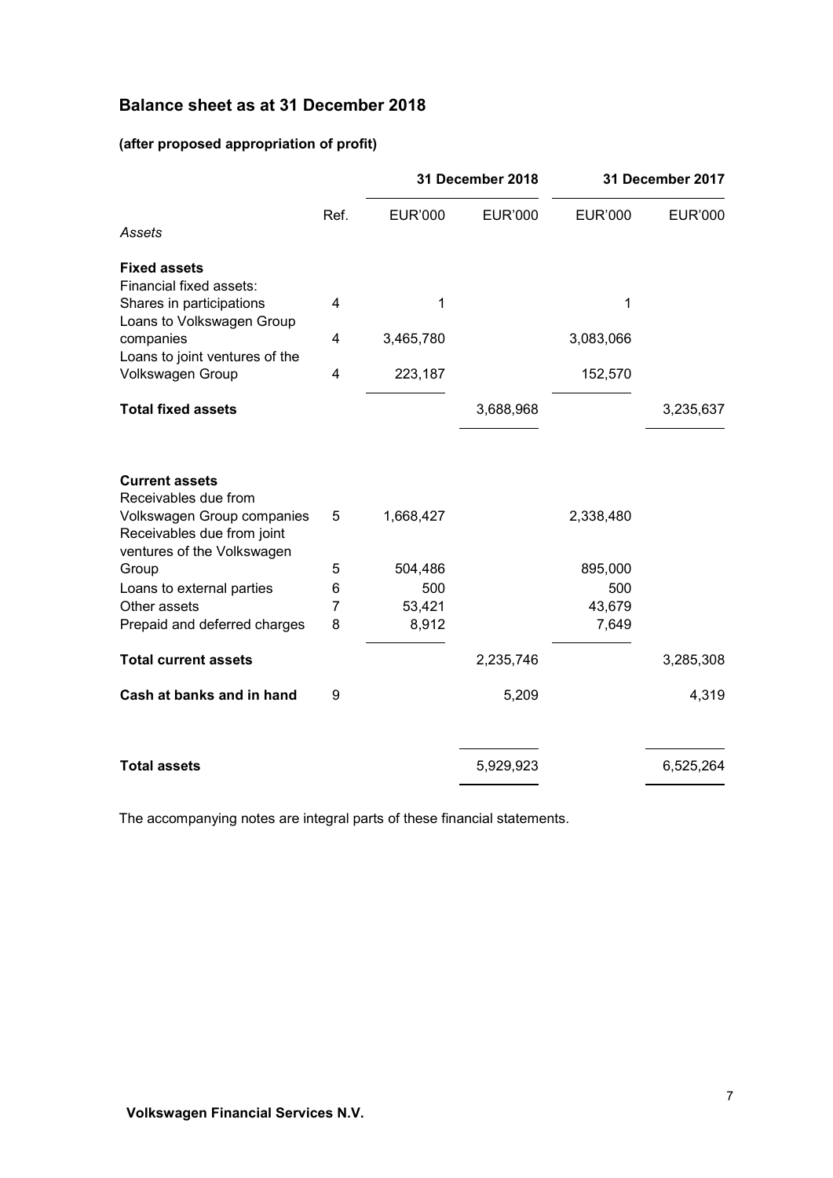## Balance sheet as at 31 December 2018

### (after proposed appropriation of profit)

| | Ref. | 31 December 2018 EUR'000 | 31 December 2018 EUR'000 | 31 December 2017 EUR'000 | 31 December 2017 EUR'000 |
|---|---|---|---|---|---|
| *Assets* | | | | | |
| **Fixed assets** | | | | | |
| Financial fixed assets: | | | | | |
| Shares in participations | 4 | 1 | | 1 | |
| Loans to Volkswagen Group companies | 4 | 3,465,780 | | 3,083,066 | |
| Loans to joint ventures of the Volkswagen Group | 4 | 223,187 | | 152,570 | |
| **Total fixed assets** | | | 3,688,968 | | 3,235,637 |
| **Current assets** | | | | | |
| Receivables due from Volkswagen Group companies | 5 | 1,668,427 | | 2,338,480 | |
| Receivables due from joint ventures of the Volkswagen Group | 5 | 504,486 | | 895,000 | |
| Loans to external parties | 6 | 500 | | 500 | |
| Other assets | 7 | 53,421 | | 43,679 | |
| Prepaid and deferred charges | 8 | 8,912 | | 7,649 | |
| **Total current assets** | | | 2,235,746 | | 3,285,308 |
| **Cash at banks and in hand** | 9 | | 5,209 | | 4,319 |
| **Total assets** | | | 5,929,923 | | 6,525,264 |

The accompanying notes are integral parts of these financial statements.

**Volkswagen Financial Services N.V.**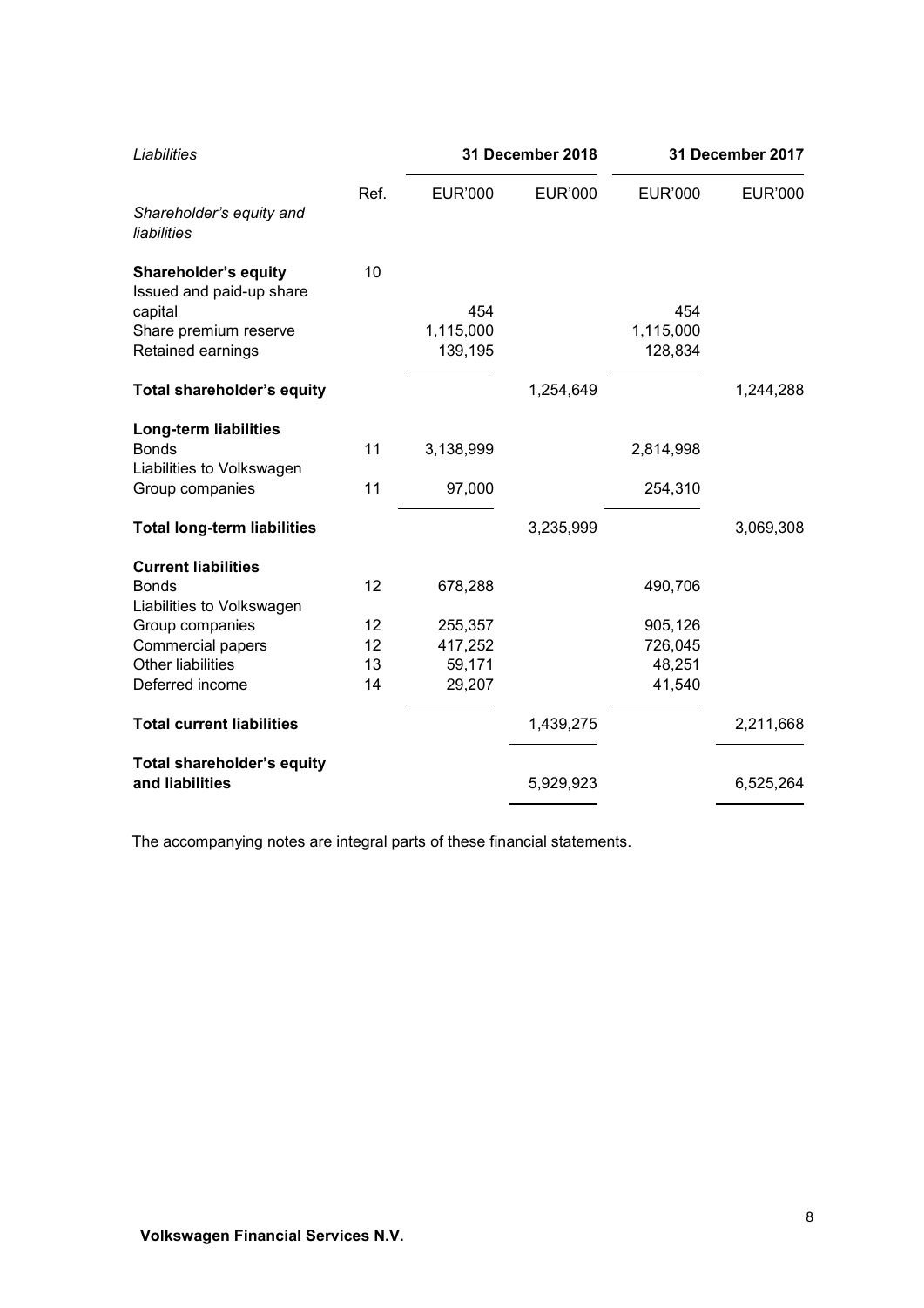| *Liabilities* | | 31 December 2018 | | 31 December 2017 | |
|---|---|---|---|---|---|
| | Ref. | EUR'000 | EUR'000 | EUR'000 | EUR'000 |
| *Shareholder's equity and liabilities* | | | | | |
| **Shareholder's equity** | 10 | | | | |
| Issued and paid-up share capital | | 454 | | 454 | |
| Share premium reserve | | 1,115,000 | | 1,115,000 | |
| Retained earnings | | 139,195 | | 128,834 | |
| **Total shareholder's equity** | | | 1,254,649 | | 1,244,288 |
| **Long-term liabilities** | | | | | |
| Bonds | 11 | 3,138,999 | | 2,814,998 | |
| Liabilities to Volkswagen Group companies | 11 | 97,000 | | 254,310 | |
| **Total long-term liabilities** | | | 3,235,999 | | 3,069,308 |
| **Current liabilities** | | | | | |
| Bonds | 12 | 678,288 | | 490,706 | |
| Liabilities to Volkswagen Group companies | 12 | 255,357 | | 905,126 | |
| Commercial papers | 12 | 417,252 | | 726,045 | |
| Other liabilities | 13 | 59,171 | | 48,251 | |
| Deferred income | 14 | 29,207 | | 41,540 | |
| **Total current liabilities** | | | 1,439,275 | | 2,211,668 |
| **Total shareholder's equity and liabilities** | | | 5,929,923 | | 6,525,264 |

The accompanying notes are integral parts of these financial statements.

**Volkswagen Financial Services N.V.**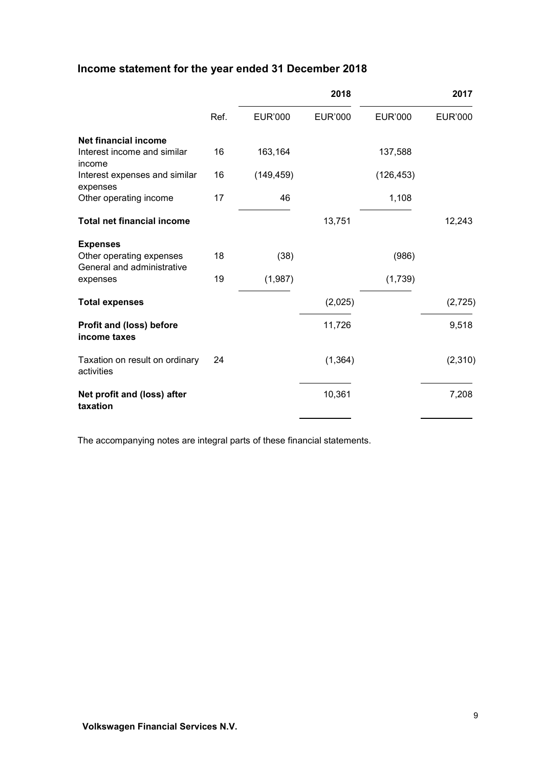## Income statement for the year ended 31 December 2018

| | Ref. | 2018 EUR'000 | 2018 EUR'000 | 2017 EUR'000 | 2017 EUR'000 |
|---|---|---|---|---|---|
| **Net financial income** | | | | | |
| Interest income and similar income | 16 | 163,164 | | 137,588 | |
| Interest expenses and similar expenses | 16 | (149,459) | | (126,453) | |
| Other operating income | 17 | 46 | | 1,108 | |
| **Total net financial income** | | | 13,751 | | 12,243 |
| **Expenses** | | | | | |
| Other operating expenses | 18 | (38) | | (986) | |
| General and administrative expenses | 19 | (1,987) | | (1,739) | |
| **Total expenses** | | | (2,025) | | (2,725) |
| **Profit and (loss) before income taxes** | | | 11,726 | | 9,518 |
| Taxation on result on ordinary activities | 24 | | (1,364) | | (2,310) |
| **Net profit and (loss) after taxation** | | | 10,361 | | 7,208 |

The accompanying notes are integral parts of these financial statements.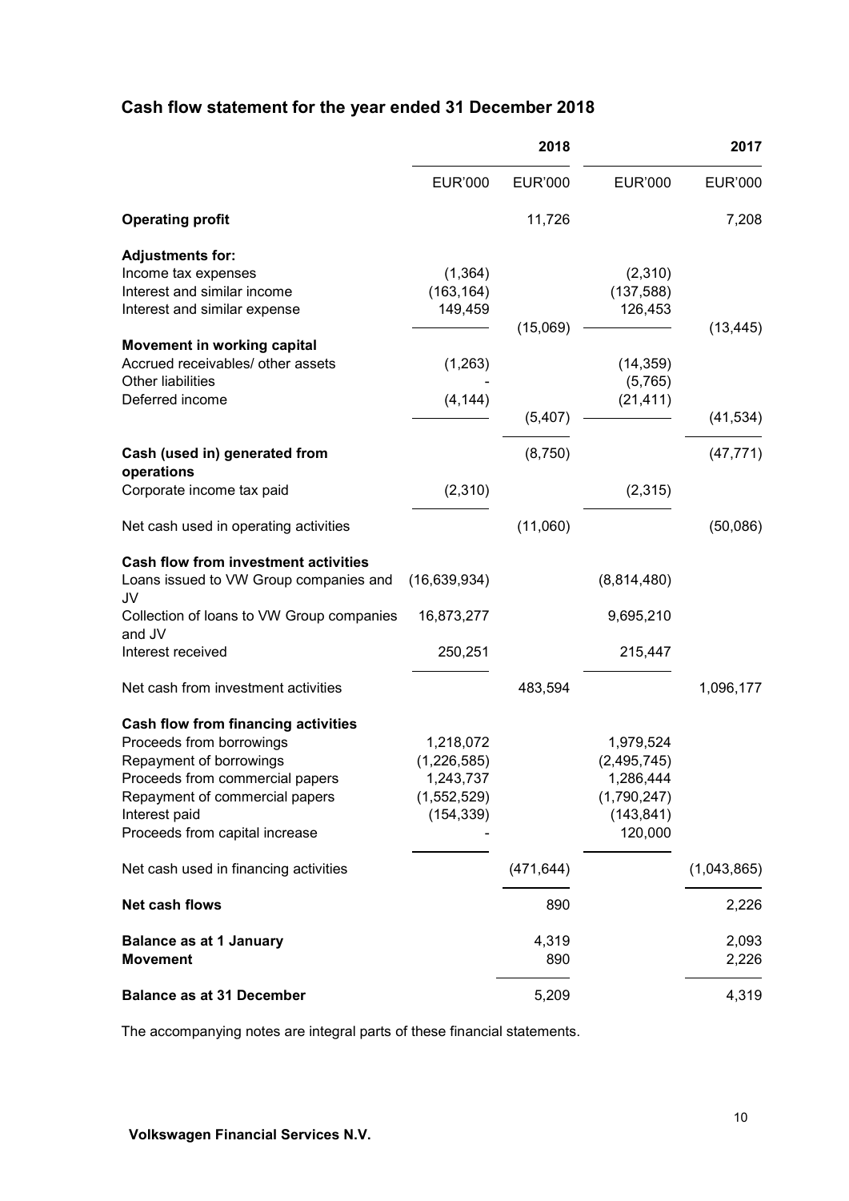## Cash flow statement for the year ended 31 December 2018

| | 2018 | | 2017 | |
|---|---|---|---|---|
| | EUR'000 | EUR'000 | EUR'000 | EUR'000 |
| **Operating profit** | | 11,726 | | 7,208 |
| **Adjustments for:** | | | | |
| Income tax expenses | (1,364) | | (2,310) | |
| Interest and similar income | (163,164) | | (137,588) | |
| Interest and similar expense | 149,459 | | 126,453 | |
| | | (15,069) | | (13,445) |
| **Movement in working capital** | | | | |
| Accrued receivables/ other assets | (1,263) | | (14,359) | |
| Other liabilities | - | | (5,765) | |
| Deferred income | (4,144) | | (21,411) | |
| | | (5,407) | | (41,534) |
| **Cash (used in) generated from operations** | | (8,750) | | (47,771) |
| Corporate income tax paid | (2,310) | | (2,315) | |
| Net cash used in operating activities | | (11,060) | | (50,086) |
| **Cash flow from investment activities** | | | | |
| Loans issued to VW Group companies and JV | (16,639,934) | | (8,814,480) | |
| Collection of loans to VW Group companies and JV | 16,873,277 | | 9,695,210 | |
| Interest received | 250,251 | | 215,447 | |
| Net cash from investment activities | | 483,594 | | 1,096,177 |
| **Cash flow from financing activities** | | | | |
| Proceeds from borrowings | 1,218,072 | | 1,979,524 | |
| Repayment of borrowings | (1,226,585) | | (2,495,745) | |
| Proceeds from commercial papers | 1,243,737 | | 1,286,444 | |
| Repayment of commercial papers | (1,552,529) | | (1,790,247) | |
| Interest paid | (154,339) | | (143,841) | |
| Proceeds from capital increase | - | | 120,000 | |
| Net cash used in financing activities | | (471,644) | | (1,043,865) |
| **Net cash flows** | | 890 | | 2,226 |
| **Balance as at 1 January** | | 4,319 | | 2,093 |
| **Movement** | | 890 | | 2,226 |
| **Balance as at 31 December** | | 5,209 | | 4,319 |

The accompanying notes are integral parts of these financial statements.

**Volkswagen Financial Services N.V.**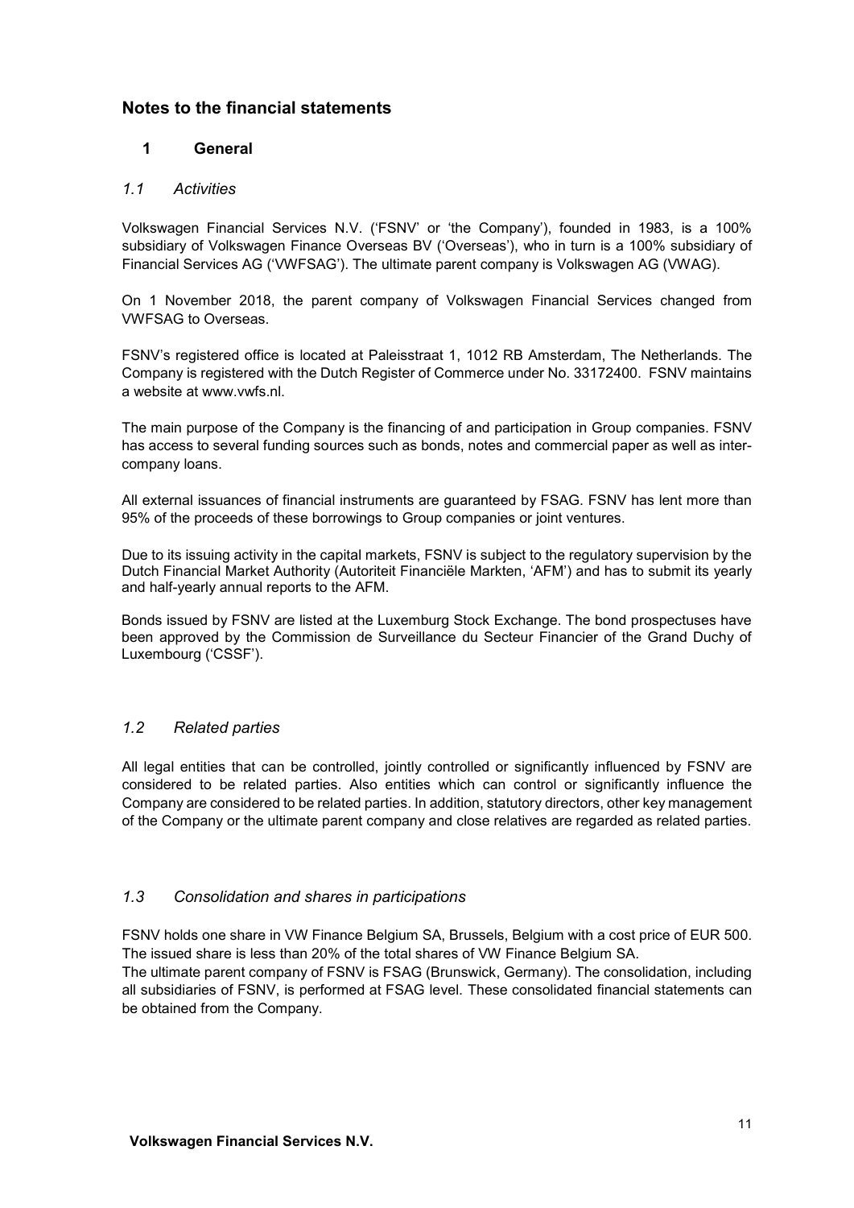# Notes to the financial statements

## 1 General

### *1.1 Activities*

Volkswagen Financial Services N.V. ('FSNV' or 'the Company'), founded in 1983, is a 100% subsidiary of Volkswagen Finance Overseas BV ('Overseas'), who in turn is a 100% subsidiary of Financial Services AG ('VWFSAG'). The ultimate parent company is Volkswagen AG (VWAG).

On 1 November 2018, the parent company of Volkswagen Financial Services changed from VWFSAG to Overseas.

FSNV's registered office is located at Paleisstraat 1, 1012 RB Amsterdam, The Netherlands. The Company is registered with the Dutch Register of Commerce under No. 33172400. FSNV maintains a website at www.vwfs.nl.

The main purpose of the Company is the financing of and participation in Group companies. FSNV has access to several funding sources such as bonds, notes and commercial paper as well as inter-company loans.

All external issuances of financial instruments are guaranteed by FSAG. FSNV has lent more than 95% of the proceeds of these borrowings to Group companies or joint ventures.

Due to its issuing activity in the capital markets, FSNV is subject to the regulatory supervision by the Dutch Financial Market Authority (Autoriteit Financiële Markten, 'AFM') and has to submit its yearly and half-yearly annual reports to the AFM.

Bonds issued by FSNV are listed at the Luxemburg Stock Exchange. The bond prospectuses have been approved by the Commission de Surveillance du Secteur Financier of the Grand Duchy of Luxembourg ('CSSF').

### *1.2 Related parties*

All legal entities that can be controlled, jointly controlled or significantly influenced by FSNV are considered to be related parties. Also entities which can control or significantly influence the Company are considered to be related parties. In addition, statutory directors, other key management of the Company or the ultimate parent company and close relatives are regarded as related parties.

### *1.3 Consolidation and shares in participations*

FSNV holds one share in VW Finance Belgium SA, Brussels, Belgium with a cost price of EUR 500. The issued share is less than 20% of the total shares of VW Finance Belgium SA.
The ultimate parent company of FSNV is FSAG (Brunswick, Germany). The consolidation, including all subsidiaries of FSNV, is performed at FSAG level. These consolidated financial statements can be obtained from the Company.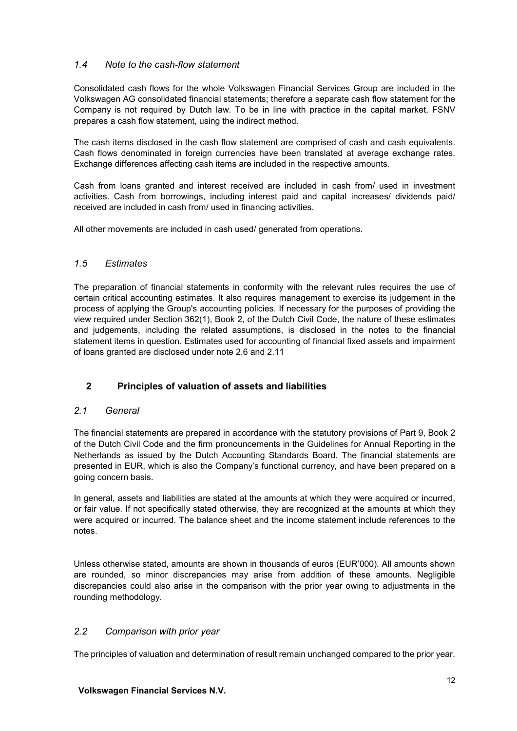### *1.4 Note to the cash-flow statement*

Consolidated cash flows for the whole Volkswagen Financial Services Group are included in the Volkswagen AG consolidated financial statements; therefore a separate cash flow statement for the Company is not required by Dutch law. To be in line with practice in the capital market, FSNV prepares a cash flow statement, using the indirect method.

The cash items disclosed in the cash flow statement are comprised of cash and cash equivalents. Cash flows denominated in foreign currencies have been translated at average exchange rates. Exchange differences affecting cash items are included in the respective amounts.

Cash from loans granted and interest received are included in cash from/ used in investment activities. Cash from borrowings, including interest paid and capital increases/ dividends paid/ received are included in cash from/ used in financing activities.

All other movements are included in cash used/ generated from operations.

### *1.5 Estimates*

The preparation of financial statements in conformity with the relevant rules requires the use of certain critical accounting estimates. It also requires management to exercise its judgement in the process of applying the Group's accounting policies. If necessary for the purposes of providing the view required under Section 362(1), Book 2, of the Dutch Civil Code, the nature of these estimates and judgements, including the related assumptions, is disclosed in the notes to the financial statement items in question. Estimates used for accounting of financial fixed assets and impairment of loans granted are disclosed under note 2.6 and 2.11

## 2 Principles of valuation of assets and liabilities

### *2.1 General*

The financial statements are prepared in accordance with the statutory provisions of Part 9, Book 2 of the Dutch Civil Code and the firm pronouncements in the Guidelines for Annual Reporting in the Netherlands as issued by the Dutch Accounting Standards Board. The financial statements are presented in EUR, which is also the Company's functional currency, and have been prepared on a going concern basis.

In general, assets and liabilities are stated at the amounts at which they were acquired or incurred, or fair value. If not specifically stated otherwise, they are recognized at the amounts at which they were acquired or incurred. The balance sheet and the income statement include references to the notes.

Unless otherwise stated, amounts are shown in thousands of euros (EUR'000). All amounts shown are rounded, so minor discrepancies may arise from addition of these amounts. Negligible discrepancies could also arise in the comparison with the prior year owing to adjustments in the rounding methodology.

### *2.2 Comparison with prior year*

The principles of valuation and determination of result remain unchanged compared to the prior year.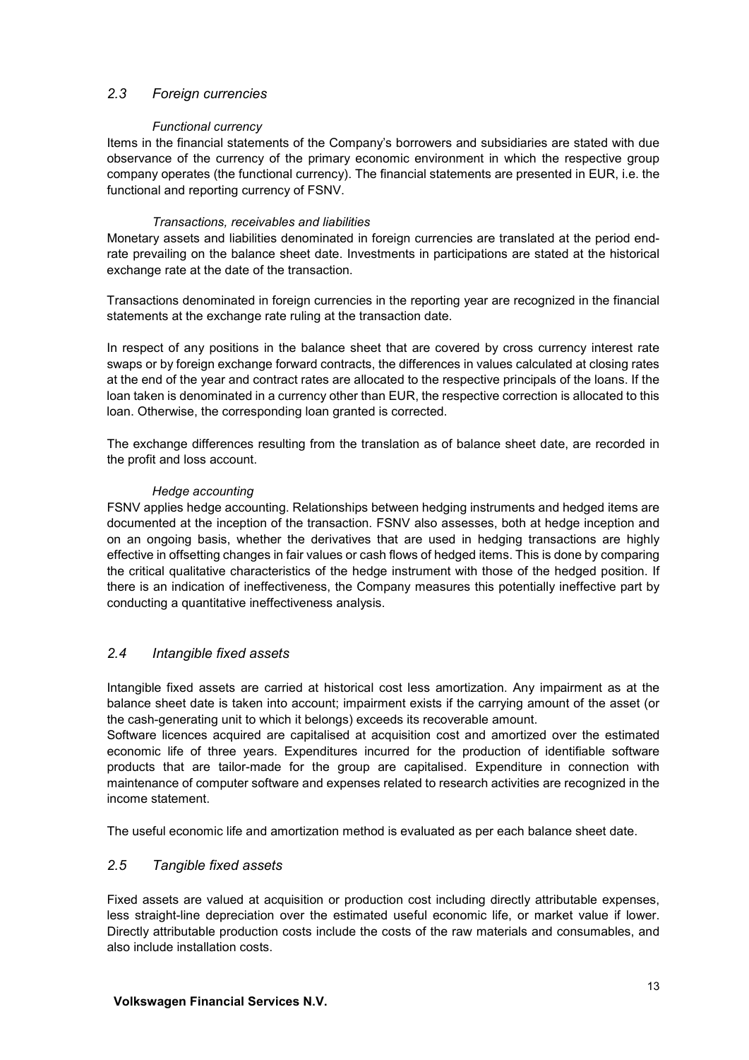## *2.3 Foreign currencies*

*Functional currency*

Items in the financial statements of the Company's borrowers and subsidiaries are stated with due observance of the currency of the primary economic environment in which the respective group company operates (the functional currency). The financial statements are presented in EUR, i.e. the functional and reporting currency of FSNV.

*Transactions, receivables and liabilities*

Monetary assets and liabilities denominated in foreign currencies are translated at the period end-rate prevailing on the balance sheet date. Investments in participations are stated at the historical exchange rate at the date of the transaction.

Transactions denominated in foreign currencies in the reporting year are recognized in the financial statements at the exchange rate ruling at the transaction date.

In respect of any positions in the balance sheet that are covered by cross currency interest rate swaps or by foreign exchange forward contracts, the differences in values calculated at closing rates at the end of the year and contract rates are allocated to the respective principals of the loans. If the loan taken is denominated in a currency other than EUR, the respective correction is allocated to this loan. Otherwise, the corresponding loan granted is corrected.

The exchange differences resulting from the translation as of balance sheet date, are recorded in the profit and loss account.

*Hedge accounting*

FSNV applies hedge accounting. Relationships between hedging instruments and hedged items are documented at the inception of the transaction. FSNV also assesses, both at hedge inception and on an ongoing basis, whether the derivatives that are used in hedging transactions are highly effective in offsetting changes in fair values or cash flows of hedged items. This is done by comparing the critical qualitative characteristics of the hedge instrument with those of the hedged position. If there is an indication of ineffectiveness, the Company measures this potentially ineffective part by conducting a quantitative ineffectiveness analysis.

## *2.4 Intangible fixed assets*

Intangible fixed assets are carried at historical cost less amortization. Any impairment as at the balance sheet date is taken into account; impairment exists if the carrying amount of the asset (or the cash-generating unit to which it belongs) exceeds its recoverable amount.
Software licences acquired are capitalised at acquisition cost and amortized over the estimated economic life of three years. Expenditures incurred for the production of identifiable software products that are tailor-made for the group are capitalised. Expenditure in connection with maintenance of computer software and expenses related to research activities are recognized in the income statement.

The useful economic life and amortization method is evaluated as per each balance sheet date.

## *2.5 Tangible fixed assets*

Fixed assets are valued at acquisition or production cost including directly attributable expenses, less straight-line depreciation over the estimated useful economic life, or market value if lower. Directly attributable production costs include the costs of the raw materials and consumables, and also include installation costs.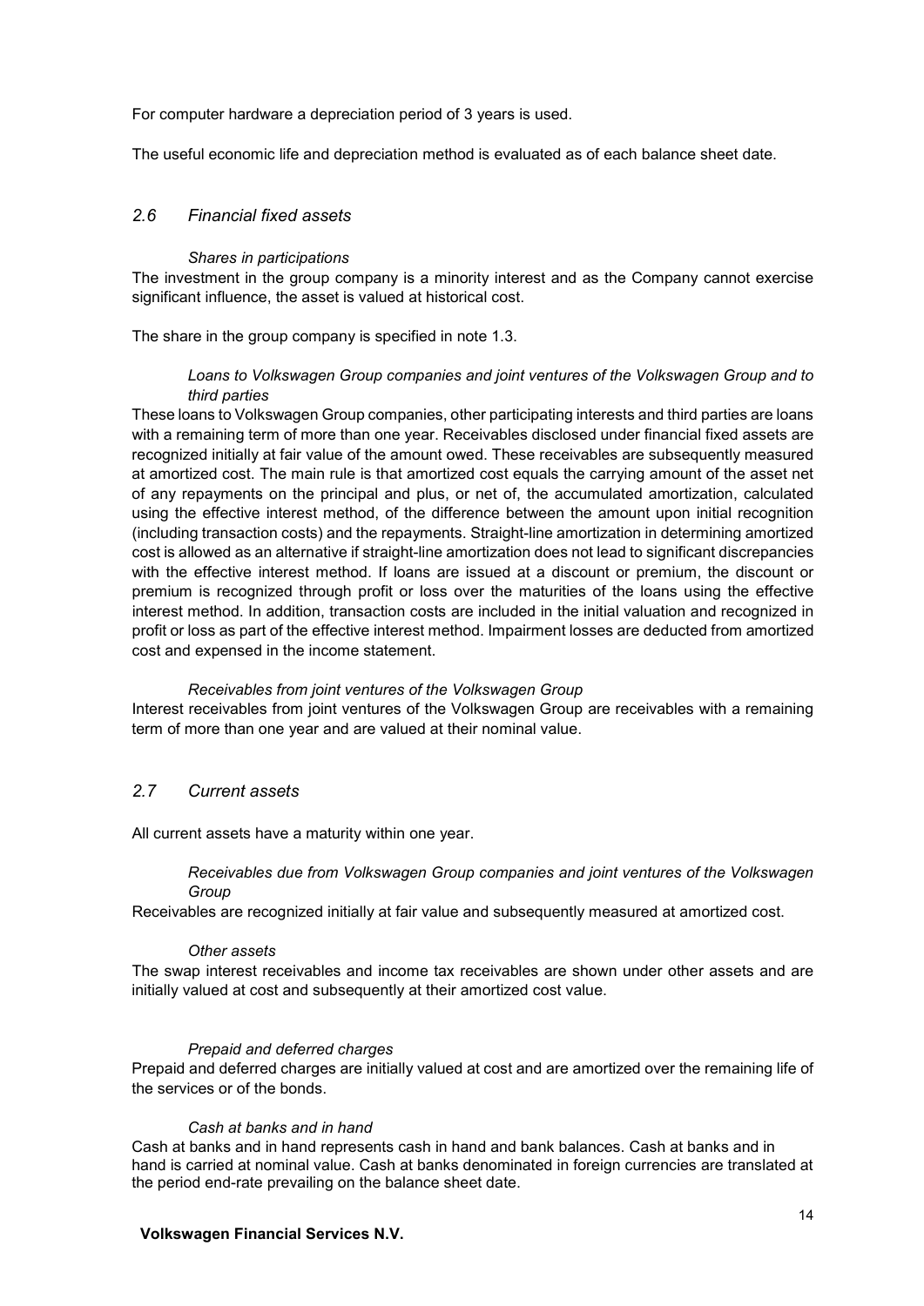For computer hardware a depreciation period of 3 years is used.

The useful economic life and depreciation method is evaluated as of each balance sheet date.

## *2.6 Financial fixed assets*

*Shares in participations*

The investment in the group company is a minority interest and as the Company cannot exercise significant influence, the asset is valued at historical cost.

The share in the group company is specified in note 1.3.

*Loans to Volkswagen Group companies and joint ventures of the Volkswagen Group and to third parties*

These loans to Volkswagen Group companies, other participating interests and third parties are loans with a remaining term of more than one year. Receivables disclosed under financial fixed assets are recognized initially at fair value of the amount owed. These receivables are subsequently measured at amortized cost. The main rule is that amortized cost equals the carrying amount of the asset net of any repayments on the principal and plus, or net of, the accumulated amortization, calculated using the effective interest method, of the difference between the amount upon initial recognition (including transaction costs) and the repayments. Straight-line amortization in determining amortized cost is allowed as an alternative if straight-line amortization does not lead to significant discrepancies with the effective interest method. If loans are issued at a discount or premium, the discount or premium is recognized through profit or loss over the maturities of the loans using the effective interest method. In addition, transaction costs are included in the initial valuation and recognized in profit or loss as part of the effective interest method. Impairment losses are deducted from amortized cost and expensed in the income statement.

*Receivables from joint ventures of the Volkswagen Group*

Interest receivables from joint ventures of the Volkswagen Group are receivables with a remaining term of more than one year and are valued at their nominal value.

## *2.7 Current assets*

All current assets have a maturity within one year.

*Receivables due from Volkswagen Group companies and joint ventures of the Volkswagen Group*

Receivables are recognized initially at fair value and subsequently measured at amortized cost.

*Other assets*

The swap interest receivables and income tax receivables are shown under other assets and are initially valued at cost and subsequently at their amortized cost value.

*Prepaid and deferred charges*

Prepaid and deferred charges are initially valued at cost and are amortized over the remaining life of the services or of the bonds.

*Cash at banks and in hand*

Cash at banks and in hand represents cash in hand and bank balances. Cash at banks and in hand is carried at nominal value. Cash at banks denominated in foreign currencies are translated at the period end-rate prevailing on the balance sheet date.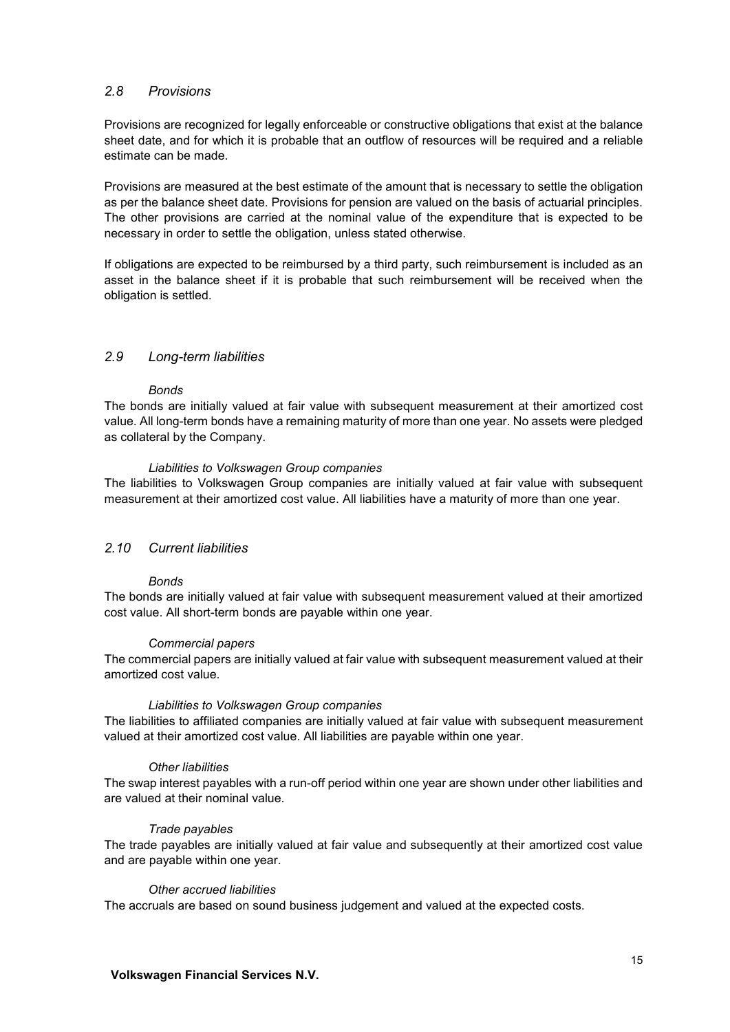## *2.8 Provisions*

Provisions are recognized for legally enforceable or constructive obligations that exist at the balance sheet date, and for which it is probable that an outflow of resources will be required and a reliable estimate can be made.

Provisions are measured at the best estimate of the amount that is necessary to settle the obligation as per the balance sheet date. Provisions for pension are valued on the basis of actuarial principles. The other provisions are carried at the nominal value of the expenditure that is expected to be necessary in order to settle the obligation, unless stated otherwise.

If obligations are expected to be reimbursed by a third party, such reimbursement is included as an asset in the balance sheet if it is probable that such reimbursement will be received when the obligation is settled.

## *2.9 Long-term liabilities*

*Bonds*

The bonds are initially valued at fair value with subsequent measurement at their amortized cost value. All long-term bonds have a remaining maturity of more than one year. No assets were pledged as collateral by the Company.

*Liabilities to Volkswagen Group companies*

The liabilities to Volkswagen Group companies are initially valued at fair value with subsequent measurement at their amortized cost value. All liabilities have a maturity of more than one year.

## *2.10 Current liabilities*

*Bonds*

The bonds are initially valued at fair value with subsequent measurement valued at their amortized cost value. All short-term bonds are payable within one year.

*Commercial papers*

The commercial papers are initially valued at fair value with subsequent measurement valued at their amortized cost value.

*Liabilities to Volkswagen Group companies*

The liabilities to affiliated companies are initially valued at fair value with subsequent measurement valued at their amortized cost value. All liabilities are payable within one year.

*Other liabilities*

The swap interest payables with a run-off period within one year are shown under other liabilities and are valued at their nominal value.

*Trade payables*

The trade payables are initially valued at fair value and subsequently at their amortized cost value and are payable within one year.

*Other accrued liabilities*

The accruals are based on sound business judgement and valued at the expected costs.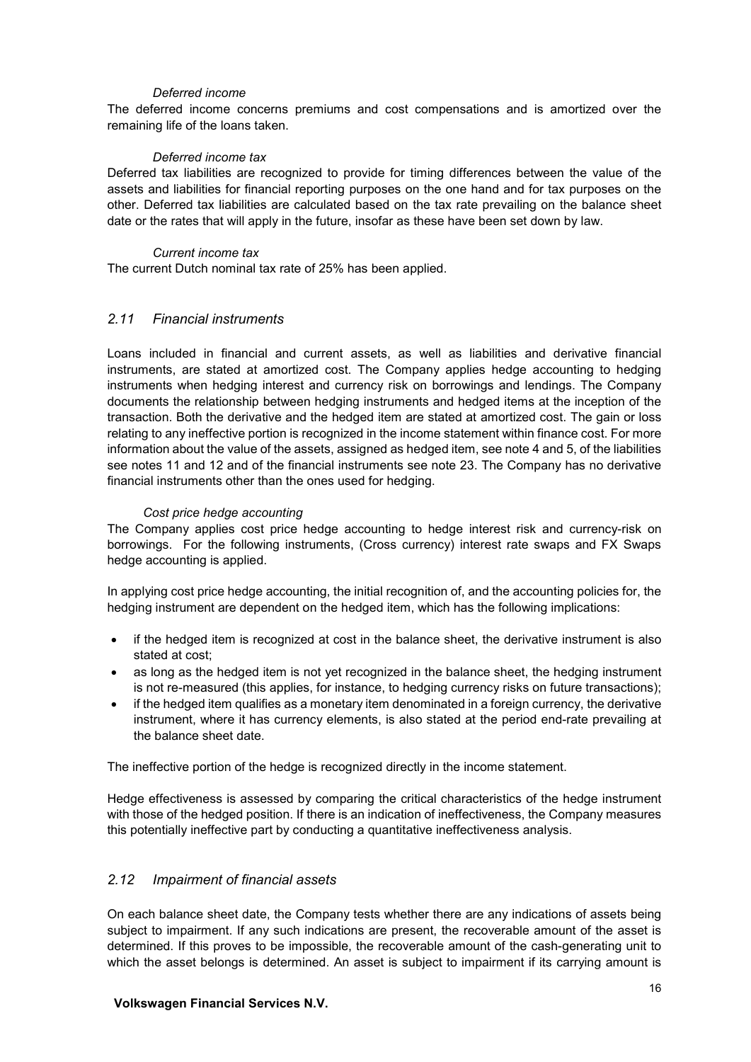*Deferred income*

The deferred income concerns premiums and cost compensations and is amortized over the remaining life of the loans taken.

*Deferred income tax*

Deferred tax liabilities are recognized to provide for timing differences between the value of the assets and liabilities for financial reporting purposes on the one hand and for tax purposes on the other. Deferred tax liabilities are calculated based on the tax rate prevailing on the balance sheet date or the rates that will apply in the future, insofar as these have been set down by law.

*Current income tax*

The current Dutch nominal tax rate of 25% has been applied.

## *2.11 Financial instruments*

Loans included in financial and current assets, as well as liabilities and derivative financial instruments, are stated at amortized cost. The Company applies hedge accounting to hedging instruments when hedging interest and currency risk on borrowings and lendings. The Company documents the relationship between hedging instruments and hedged items at the inception of the transaction. Both the derivative and the hedged item are stated at amortized cost. The gain or loss relating to any ineffective portion is recognized in the income statement within finance cost. For more information about the value of the assets, assigned as hedged item, see note 4 and 5, of the liabilities see notes 11 and 12 and of the financial instruments see note 23. The Company has no derivative financial instruments other than the ones used for hedging.

*Cost price hedge accounting*

The Company applies cost price hedge accounting to hedge interest risk and currency-risk on borrowings. For the following instruments, (Cross currency) interest rate swaps and FX Swaps hedge accounting is applied.

In applying cost price hedge accounting, the initial recognition of, and the accounting policies for, the hedging instrument are dependent on the hedged item, which has the following implications:

- if the hedged item is recognized at cost in the balance sheet, the derivative instrument is also stated at cost;
- as long as the hedged item is not yet recognized in the balance sheet, the hedging instrument is not re-measured (this applies, for instance, to hedging currency risks on future transactions);
- if the hedged item qualifies as a monetary item denominated in a foreign currency, the derivative instrument, where it has currency elements, is also stated at the period end-rate prevailing at the balance sheet date.

The ineffective portion of the hedge is recognized directly in the income statement.

Hedge effectiveness is assessed by comparing the critical characteristics of the hedge instrument with those of the hedged position. If there is an indication of ineffectiveness, the Company measures this potentially ineffective part by conducting a quantitative ineffectiveness analysis.

## *2.12 Impairment of financial assets*

On each balance sheet date, the Company tests whether there are any indications of assets being subject to impairment. If any such indications are present, the recoverable amount of the asset is determined. If this proves to be impossible, the recoverable amount of the cash-generating unit to which the asset belongs is determined. An asset is subject to impairment if its carrying amount is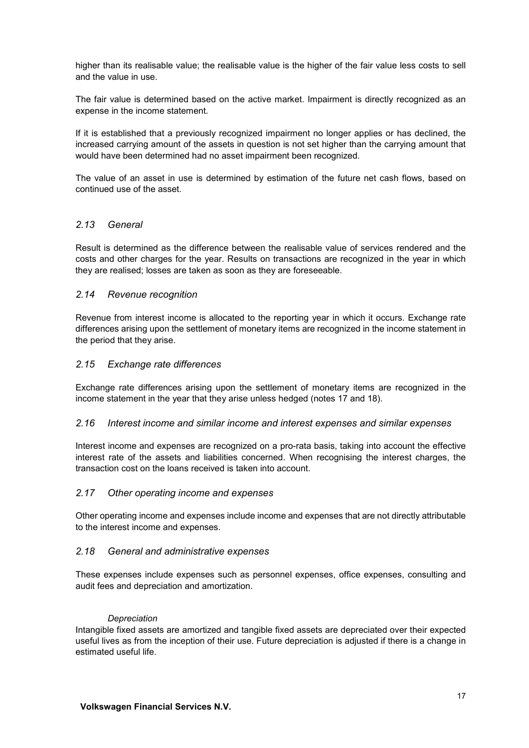higher than its realisable value; the realisable value is the higher of the fair value less costs to sell and the value in use.

The fair value is determined based on the active market. Impairment is directly recognized as an expense in the income statement.

If it is established that a previously recognized impairment no longer applies or has declined, the increased carrying amount of the assets in question is not set higher than the carrying amount that would have been determined had no asset impairment been recognized.

The value of an asset in use is determined by estimation of the future net cash flows, based on continued use of the asset.

### *2.13 General*

Result is determined as the difference between the realisable value of services rendered and the costs and other charges for the year. Results on transactions are recognized in the year in which they are realised; losses are taken as soon as they are foreseeable.

### *2.14 Revenue recognition*

Revenue from interest income is allocated to the reporting year in which it occurs. Exchange rate differences arising upon the settlement of monetary items are recognized in the income statement in the period that they arise.

### *2.15 Exchange rate differences*

Exchange rate differences arising upon the settlement of monetary items are recognized in the income statement in the year that they arise unless hedged (notes 17 and 18).

### *2.16 Interest income and similar income and interest expenses and similar expenses*

Interest income and expenses are recognized on a pro-rata basis, taking into account the effective interest rate of the assets and liabilities concerned. When recognising the interest charges, the transaction cost on the loans received is taken into account.

### *2.17 Other operating income and expenses*

Other operating income and expenses include income and expenses that are not directly attributable to the interest income and expenses.

### *2.18 General and administrative expenses*

These expenses include expenses such as personnel expenses, office expenses, consulting and audit fees and depreciation and amortization.

*Depreciation*

Intangible fixed assets are amortized and tangible fixed assets are depreciated over their expected useful lives as from the inception of their use. Future depreciation is adjusted if there is a change in estimated useful life.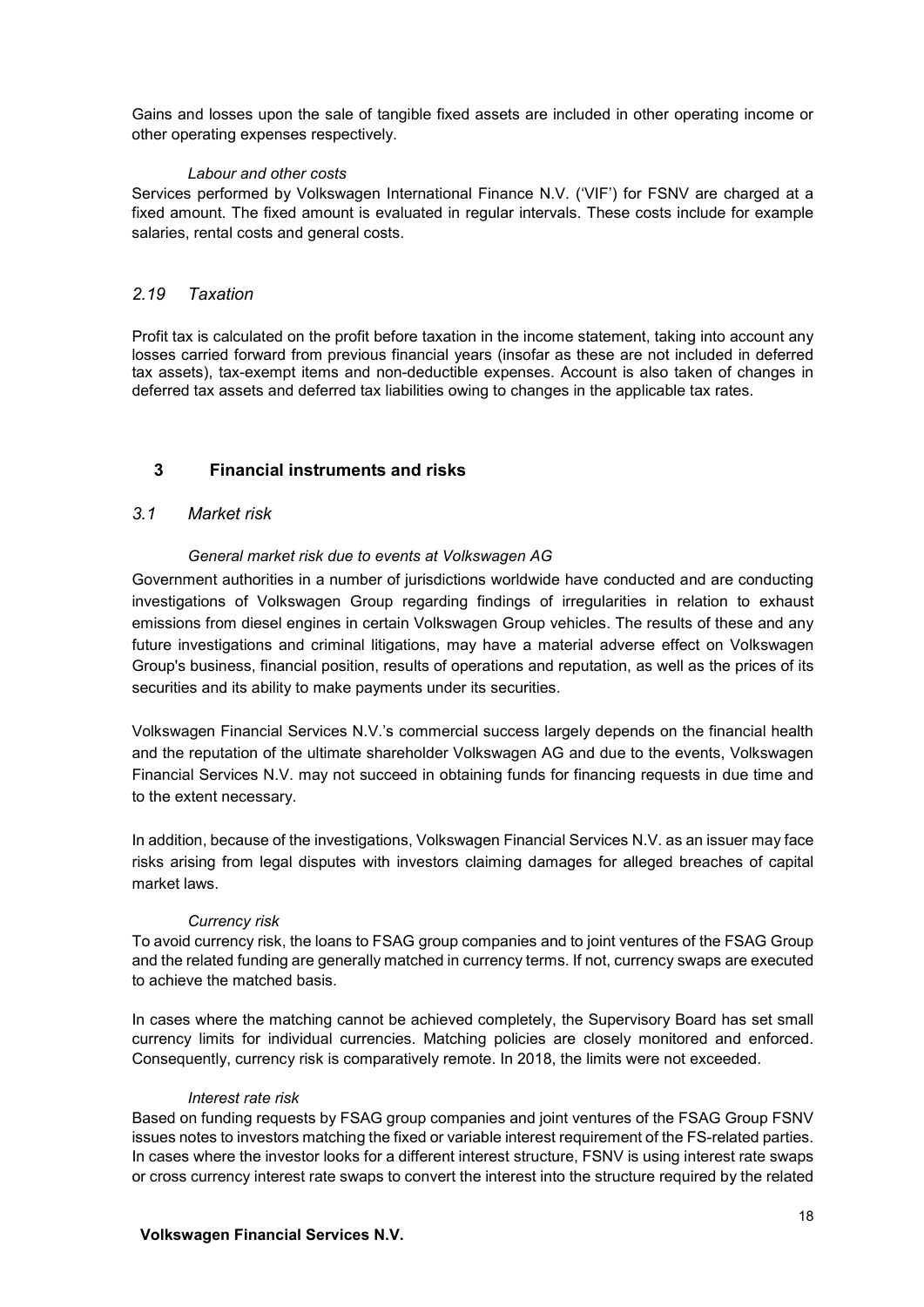Gains and losses upon the sale of tangible fixed assets are included in other operating income or other operating expenses respectively.

*Labour and other costs*

Services performed by Volkswagen International Finance N.V. ('VIF') for FSNV are charged at a fixed amount. The fixed amount is evaluated in regular intervals. These costs include for example salaries, rental costs and general costs.

### *2.19 Taxation*

Profit tax is calculated on the profit before taxation in the income statement, taking into account any losses carried forward from previous financial years (insofar as these are not included in deferred tax assets), tax-exempt items and non-deductible expenses. Account is also taken of changes in deferred tax assets and deferred tax liabilities owing to changes in the applicable tax rates.

## 3 Financial instruments and risks

### *3.1 Market risk*

*General market risk due to events at Volkswagen AG*

Government authorities in a number of jurisdictions worldwide have conducted and are conducting investigations of Volkswagen Group regarding findings of irregularities in relation to exhaust emissions from diesel engines in certain Volkswagen Group vehicles. The results of these and any future investigations and criminal litigations, may have a material adverse effect on Volkswagen Group's business, financial position, results of operations and reputation, as well as the prices of its securities and its ability to make payments under its securities.

Volkswagen Financial Services N.V.'s commercial success largely depends on the financial health and the reputation of the ultimate shareholder Volkswagen AG and due to the events, Volkswagen Financial Services N.V. may not succeed in obtaining funds for financing requests in due time and to the extent necessary.

In addition, because of the investigations, Volkswagen Financial Services N.V. as an issuer may face risks arising from legal disputes with investors claiming damages for alleged breaches of capital market laws.

*Currency risk*

To avoid currency risk, the loans to FSAG group companies and to joint ventures of the FSAG Group and the related funding are generally matched in currency terms. If not, currency swaps are executed to achieve the matched basis.

In cases where the matching cannot be achieved completely, the Supervisory Board has set small currency limits for individual currencies. Matching policies are closely monitored and enforced. Consequently, currency risk is comparatively remote. In 2018, the limits were not exceeded.

*Interest rate risk*

Based on funding requests by FSAG group companies and joint ventures of the FSAG Group FSNV issues notes to investors matching the fixed or variable interest requirement of the FS-related parties. In cases where the investor looks for a different interest structure, FSNV is using interest rate swaps or cross currency interest rate swaps to convert the interest into the structure required by the related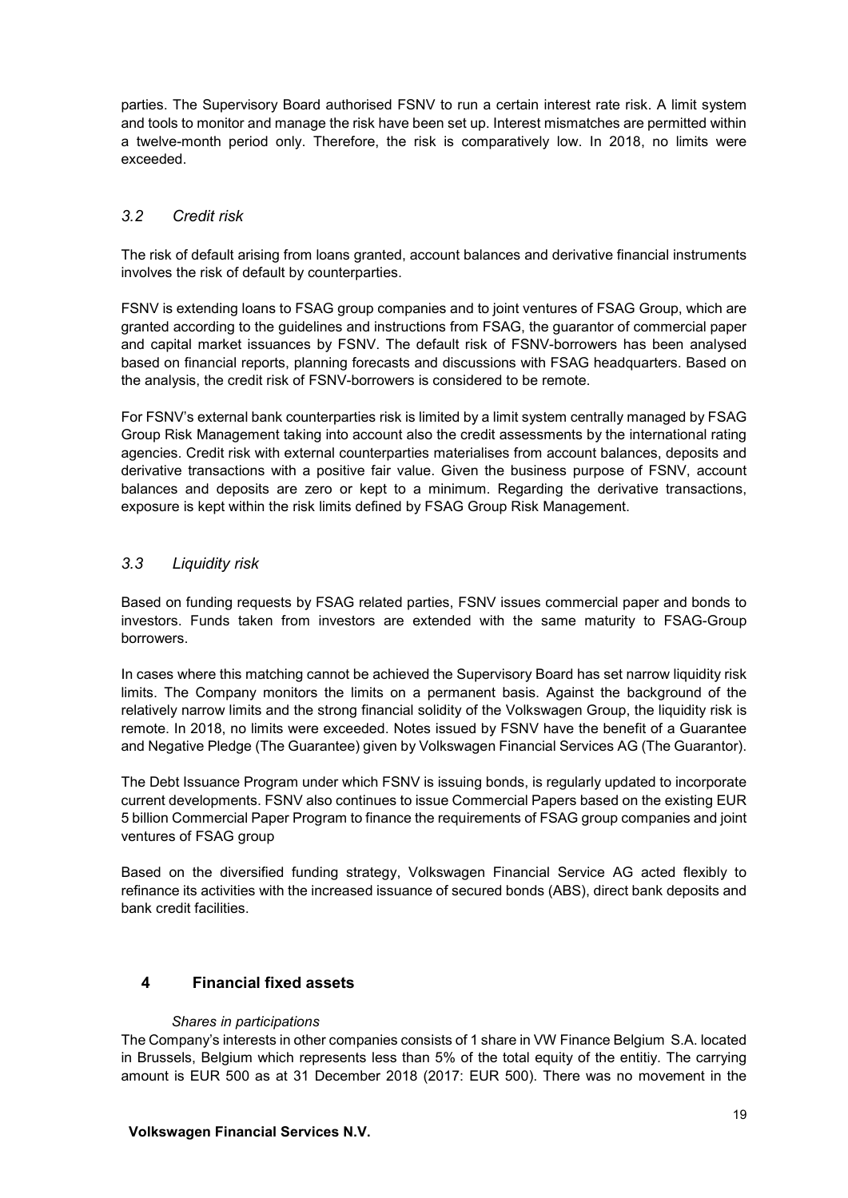parties. The Supervisory Board authorised FSNV to run a certain interest rate risk. A limit system and tools to monitor and manage the risk have been set up. Interest mismatches are permitted within a twelve-month period only. Therefore, the risk is comparatively low. In 2018, no limits were exceeded.

### *3.2 Credit risk*

The risk of default arising from loans granted, account balances and derivative financial instruments involves the risk of default by counterparties.

FSNV is extending loans to FSAG group companies and to joint ventures of FSAG Group, which are granted according to the guidelines and instructions from FSAG, the guarantor of commercial paper and capital market issuances by FSNV. The default risk of FSNV-borrowers has been analysed based on financial reports, planning forecasts and discussions with FSAG headquarters. Based on the analysis, the credit risk of FSNV-borrowers is considered to be remote.

For FSNV's external bank counterparties risk is limited by a limit system centrally managed by FSAG Group Risk Management taking into account also the credit assessments by the international rating agencies. Credit risk with external counterparties materialises from account balances, deposits and derivative transactions with a positive fair value. Given the business purpose of FSNV, account balances and deposits are zero or kept to a minimum. Regarding the derivative transactions, exposure is kept within the risk limits defined by FSAG Group Risk Management.

### *3.3 Liquidity risk*

Based on funding requests by FSAG related parties, FSNV issues commercial paper and bonds to investors. Funds taken from investors are extended with the same maturity to FSAG-Group borrowers.

In cases where this matching cannot be achieved the Supervisory Board has set narrow liquidity risk limits. The Company monitors the limits on a permanent basis. Against the background of the relatively narrow limits and the strong financial solidity of the Volkswagen Group, the liquidity risk is remote. In 2018, no limits were exceeded. Notes issued by FSNV have the benefit of a Guarantee and Negative Pledge (The Guarantee) given by Volkswagen Financial Services AG (The Guarantor).

The Debt Issuance Program under which FSNV is issuing bonds, is regularly updated to incorporate current developments. FSNV also continues to issue Commercial Papers based on the existing EUR 5 billion Commercial Paper Program to finance the requirements of FSAG group companies and joint ventures of FSAG group

Based on the diversified funding strategy, Volkswagen Financial Service AG acted flexibly to refinance its activities with the increased issuance of secured bonds (ABS), direct bank deposits and bank credit facilities.

## 4 Financial fixed assets

*Shares in participations*

The Company's interests in other companies consists of 1 share in VW Finance Belgium S.A. located in Brussels, Belgium which represents less than 5% of the total equity of the entitiy. The carrying amount is EUR 500 as at 31 December 2018 (2017: EUR 500). There was no movement in the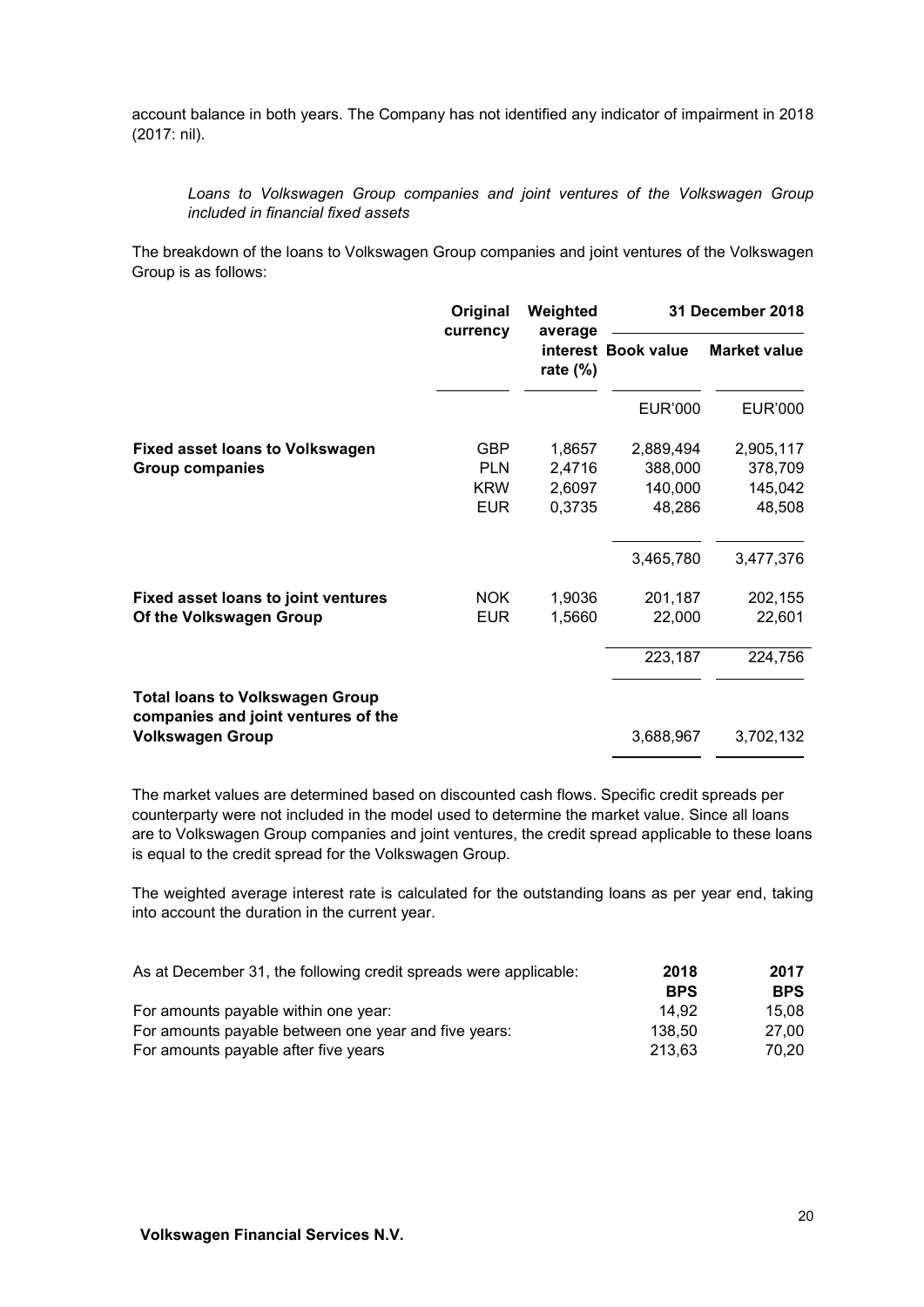account balance in both years. The Company has not identified any indicator of impairment in 2018 (2017: nil).

*Loans to Volkswagen Group companies and joint ventures of the Volkswagen Group included in financial fixed assets*

The breakdown of the loans to Volkswagen Group companies and joint ventures of the Volkswagen Group is as follows:

| | Original currency | Weighted average interest rate (%) | 31 December 2018 | |
|---|---|---|---|---|
| | | | Book value | Market value |
| | | | EUR'000 | EUR'000 |
| **Fixed asset loans to Volkswagen Group companies** | GBP | 1,8657 | 2,889,494 | 2,905,117 |
| | PLN | 2,4716 | 388,000 | 378,709 |
| | KRW | 2,6097 | 140,000 | 145,042 |
| | EUR | 0,3735 | 48,286 | 48,508 |
| | | | 3,465,780 | 3,477,376 |
| **Fixed asset loans to joint ventures Of the Volkswagen Group** | NOK | 1,9036 | 201,187 | 202,155 |
| | EUR | 1,5660 | 22,000 | 22,601 |
| | | | 223,187 | 224,756 |
| **Total loans to Volkswagen Group companies and joint ventures of the Volkswagen Group** | | | 3,688,967 | 3,702,132 |

The market values are determined based on discounted cash flows. Specific credit spreads per counterparty were not included in the model used to determine the market value. Since all loans are to Volkswagen Group companies and joint ventures, the credit spread applicable to these loans is equal to the credit spread for the Volkswagen Group.

The weighted average interest rate is calculated for the outstanding loans as per year end, taking into account the duration in the current year.

| As at December 31, the following credit spreads were applicable: | 2018 | 2017 |
|---|---|---|
| | BPS | BPS |
| For amounts payable within one year: | 14,92 | 15,08 |
| For amounts payable between one year and five years: | 138,50 | 27,00 |
| For amounts payable after five years | 213,63 | 70,20 |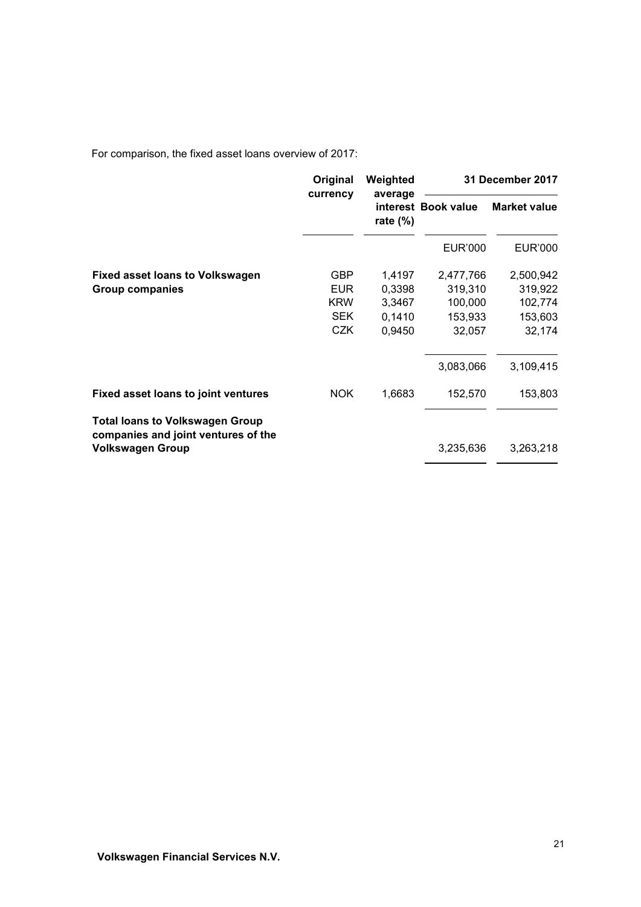For comparison, the fixed asset loans overview of 2017:

| | Original currency | Weighted average interest rate (%) | 31 December 2017 | |
|---|---|---|---|---|
| | | | Book value | Market value |
| | | | EUR'000 | EUR'000 |
| **Fixed asset loans to Volkswagen Group companies** | GBP | 1,4197 | 2,477,766 | 2,500,942 |
| | EUR | 0,3398 | 319,310 | 319,922 |
| | KRW | 3,3467 | 100,000 | 102,774 |
| | SEK | 0,1410 | 153,933 | 153,603 |
| | CZK | 0,9450 | 32,057 | 32,174 |
| | | | 3,083,066 | 3,109,415 |
| **Fixed asset loans to joint ventures** | NOK | 1,6683 | 152,570 | 153,803 |
| **Total loans to Volkswagen Group companies and joint ventures of the Volkswagen Group** | | | 3,235,636 | 3,263,218 |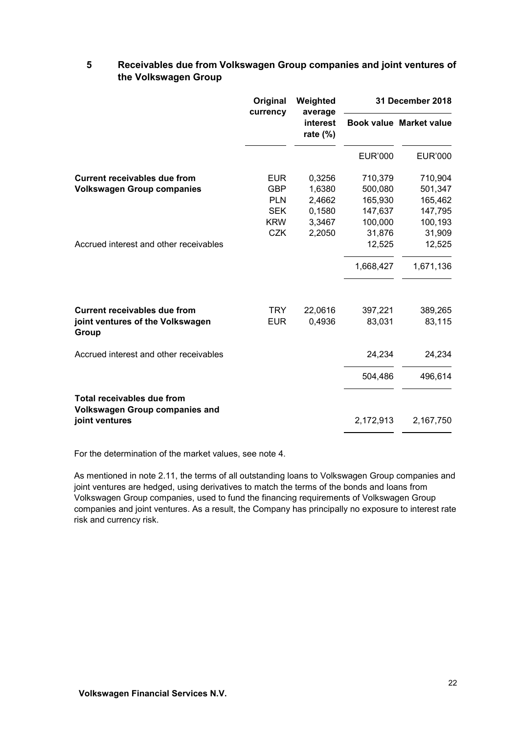## 5 Receivables due from Volkswagen Group companies and joint ventures of the Volkswagen Group

| | Original currency | Weighted average interest rate (%) | 31 December 2018 | |
|---|---|---|---|---|
| | | | Book value | Market value |
| | | | EUR'000 | EUR'000 |
| **Current receivables due from Volkswagen Group companies** | EUR | 0,3256 | 710,379 | 710,904 |
| | GBP | 1,6380 | 500,080 | 501,347 |
| | PLN | 2,4662 | 165,930 | 165,462 |
| | SEK | 0,1580 | 147,637 | 147,795 |
| | KRW | 3,3467 | 100,000 | 100,193 |
| | CZK | 2,2050 | 31,876 | 31,909 |
| Accrued interest and other receivables | | | 12,525 | 12,525 |
| | | | 1,668,427 | 1,671,136 |
| **Current receivables due from joint ventures of the Volkswagen Group** | TRY | 22,0616 | 397,221 | 389,265 |
| | EUR | 0,4936 | 83,031 | 83,115 |
| Accrued interest and other receivables | | | 24,234 | 24,234 |
| | | | 504,486 | 496,614 |
| **Total receivables due from Volkswagen Group companies and joint ventures** | | | 2,172,913 | 2,167,750 |

For the determination of the market values, see note 4.

As mentioned in note 2.11, the terms of all outstanding loans to Volkswagen Group companies and joint ventures are hedged, using derivatives to match the terms of the bonds and loans from Volkswagen Group companies, used to fund the financing requirements of Volkswagen Group companies and joint ventures. As a result, the Company has principally no exposure to interest rate risk and currency risk.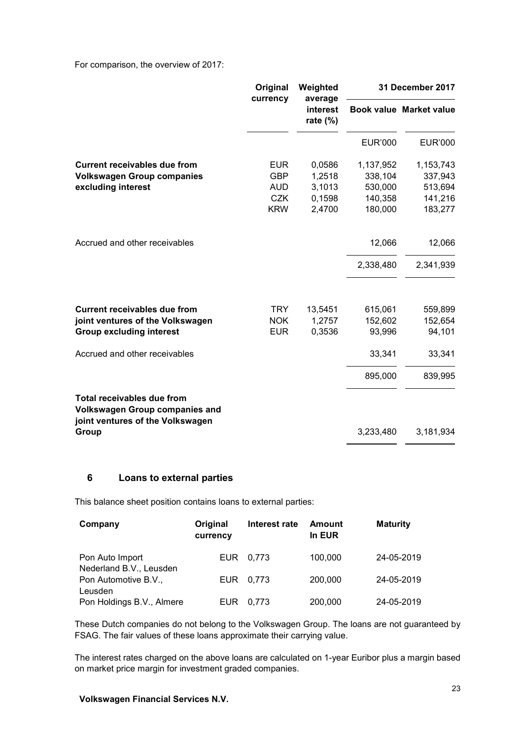For comparison, the overview of 2017:

| | Original currency | Weighted average interest rate (%) | 31 December 2017 | |
|---|---|---|---|---|
| | | | Book value | Market value |
| | | | EUR'000 | EUR'000 |
| **Current receivables due from Volkswagen Group companies excluding interest** | EUR | 0,0586 | 1,137,952 | 1,153,743 |
| | GBP | 1,2518 | 338,104 | 337,943 |
| | AUD | 3,1013 | 530,000 | 513,694 |
| | CZK | 0,1598 | 140,358 | 141,216 |
| | KRW | 2,4700 | 180,000 | 183,277 |
| Accrued and other receivables | | | 12,066 | 12,066 |
| | | | 2,338,480 | 2,341,939 |
| **Current receivables due from joint ventures of the Volkswagen Group excluding interest** | TRY | 13,5451 | 615,061 | 559,899 |
| | NOK | 1,2757 | 152,602 | 152,654 |
| | EUR | 0,3536 | 93,996 | 94,101 |
| Accrued and other receivables | | | 33,341 | 33,341 |
| | | | 895,000 | 839,995 |
| **Total receivables due from Volkswagen Group companies and joint ventures of the Volkswagen Group** | | | 3,233,480 | 3,181,934 |

## 6 Loans to external parties

This balance sheet position contains loans to external parties:

| Company | Original currency | Interest rate | Amount In EUR | Maturity |
|---|---|---|---|---|
| Pon Auto Import Nederland B.V., Leusden | EUR | 0,773 | 100,000 | 24-05-2019 |
| Pon Automotive B.V., Leusden | EUR | 0,773 | 200,000 | 24-05-2019 |
| Pon Holdings B.V., Almere | EUR | 0,773 | 200,000 | 24-05-2019 |

These Dutch companies do not belong to the Volkswagen Group. The loans are not guaranteed by FSAG. The fair values of these loans approximate their carrying value.

The interest rates charged on the above loans are calculated on 1-year Euribor plus a margin based on market price margin for investment graded companies.

**Volkswagen Financial Services N.V.**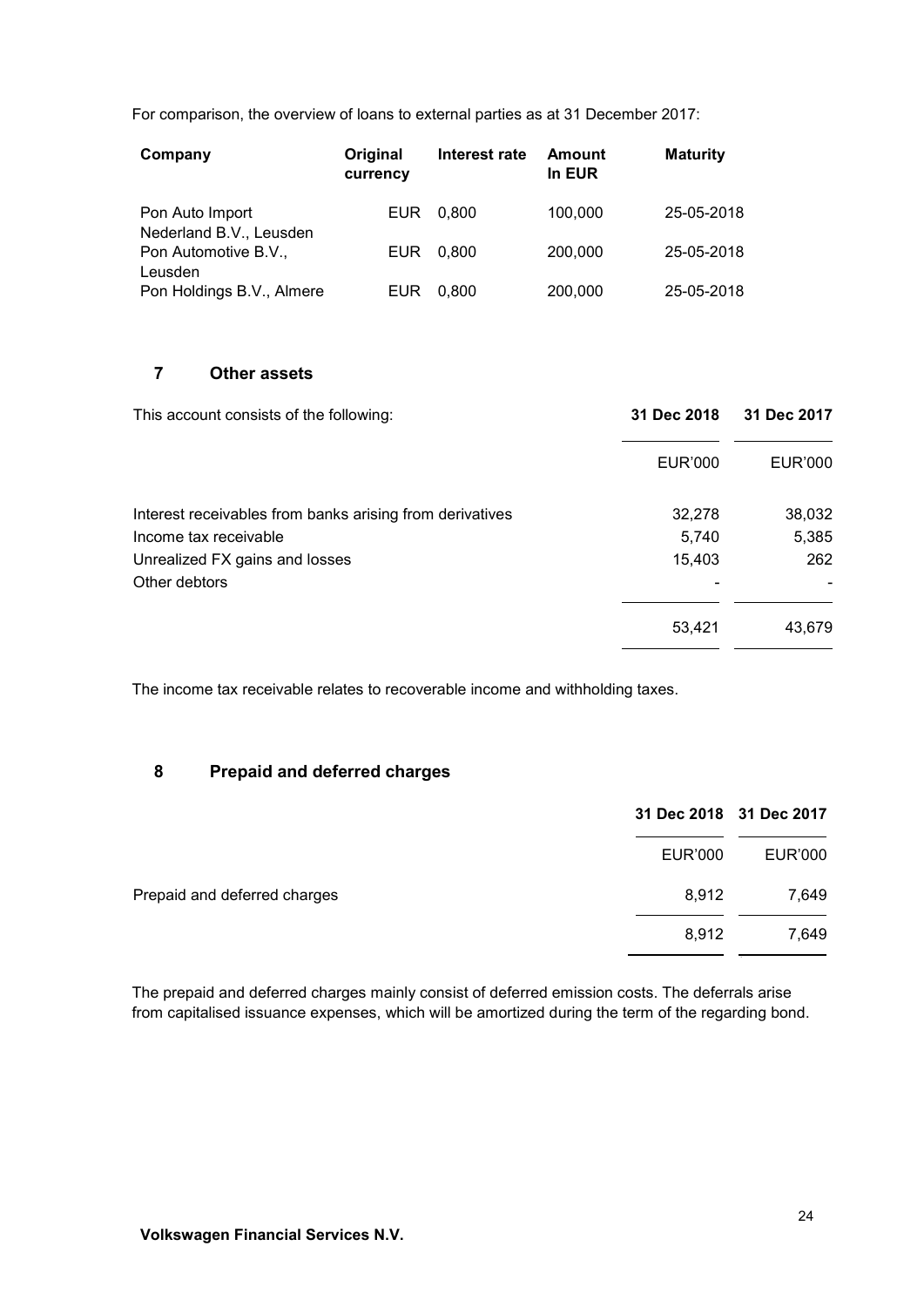For comparison, the overview of loans to external parties as at 31 December 2017:

| Company | Original currency | Interest rate | Amount In EUR | Maturity |
|---|---|---|---|---|
| Pon Auto Import Nederland B.V., Leusden | EUR | 0,800 | 100,000 | 25-05-2018 |
| Pon Automotive B.V., Leusden | EUR | 0,800 | 200,000 | 25-05-2018 |
| Pon Holdings B.V., Almere | EUR | 0,800 | 200,000 | 25-05-2018 |

## 7 Other assets

| This account consists of the following: | 31 Dec 2018 | 31 Dec 2017 |
|---|---|---|
| | EUR'000 | EUR'000 |
| Interest receivables from banks arising from derivatives | 32,278 | 38,032 |
| Income tax receivable | 5,740 | 5,385 |
| Unrealized FX gains and losses | 15,403 | 262 |
| Other debtors | - | - |
| | 53,421 | 43,679 |

The income tax receivable relates to recoverable income and withholding taxes.

## 8 Prepaid and deferred charges

| | 31 Dec 2018 | 31 Dec 2017 |
|---|---|---|
| | EUR'000 | EUR'000 |
| Prepaid and deferred charges | 8,912 | 7,649 |
| | 8,912 | 7,649 |

The prepaid and deferred charges mainly consist of deferred emission costs. The deferrals arise from capitalised issuance expenses, which will be amortized during the term of the regarding bond.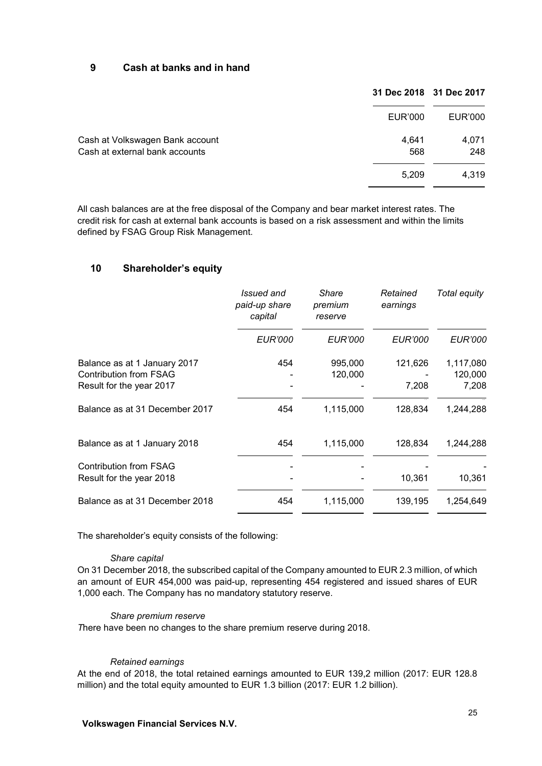## 9 Cash at banks and in hand

| | 31 Dec 2018 | 31 Dec 2017 |
|---|---|---|
| | EUR'000 | EUR'000 |
| Cash at Volkswagen Bank account | 4,641 | 4,071 |
| Cash at external bank accounts | 568 | 248 |
| | 5,209 | 4,319 |

All cash balances are at the free disposal of the Company and bear market interest rates. The credit risk for cash at external bank accounts is based on a risk assessment and within the limits defined by FSAG Group Risk Management.

## 10 Shareholder's equity

| | *Issued and paid-up share capital* | *Share premium reserve* | *Retained earnings* | *Total equity* |
|---|---|---|---|---|
| | *EUR'000* | *EUR'000* | *EUR'000* | *EUR'000* |
| Balance as at 1 January 2017 | 454 | 995,000 | 121,626 | 1,117,080 |
| Contribution from FSAG | - | 120,000 | - | 120,000 |
| Result for the year 2017 | - | - | 7,208 | 7,208 |
| Balance as at 31 December 2017 | 454 | 1,115,000 | 128,834 | 1,244,288 |
| Balance as at 1 January 2018 | 454 | 1,115,000 | 128,834 | 1,244,288 |
| Contribution from FSAG | - | - | - | - |
| Result for the year 2018 | - | - | 10,361 | 10,361 |
| Balance as at 31 December 2018 | 454 | 1,115,000 | 139,195 | 1,254,649 |

The shareholder's equity consists of the following:

*Share capital*

On 31 December 2018, the subscribed capital of the Company amounted to EUR 2.3 million, of which an amount of EUR 454,000 was paid-up, representing 454 registered and issued shares of EUR 1,000 each. The Company has no mandatory statutory reserve.

*Share premium reserve*

There have been no changes to the share premium reserve during 2018.

*Retained earnings*

At the end of 2018, the total retained earnings amounted to EUR 139,2 million (2017: EUR 128.8 million) and the total equity amounted to EUR 1.3 billion (2017: EUR 1.2 billion).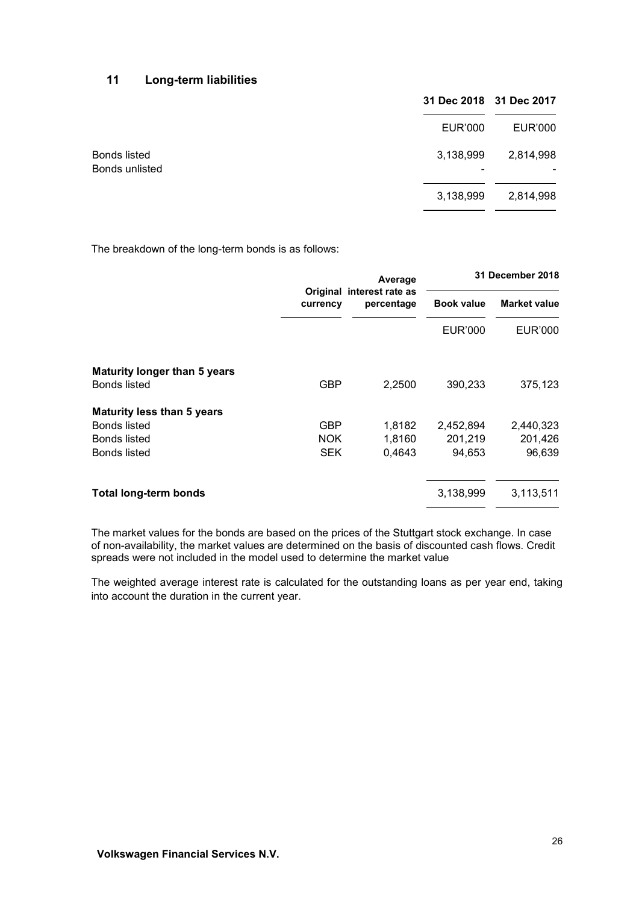## 11 Long-term liabilities

| | 31 Dec 2018 | 31 Dec 2017 |
|---|---|---|
| | EUR'000 | EUR'000 |
| Bonds listed | 3,138,999 | 2,814,998 |
| Bonds unlisted | - | - |
| | 3,138,999 | 2,814,998 |

The breakdown of the long-term bonds is as follows:

| | Original currency | Average interest rate as percentage | 31 December 2018 | |
|---|---|---|---|---|
| | | | Book value | Market value |
| | | | EUR'000 | EUR'000 |
| **Maturity longer than 5 years** | | | | |
| Bonds listed | GBP | 2,2500 | 390,233 | 375,123 |
| **Maturity less than 5 years** | | | | |
| Bonds listed | GBP | 1,8182 | 2,452,894 | 2,440,323 |
| Bonds listed | NOK | 1,8160 | 201,219 | 201,426 |
| Bonds listed | SEK | 0,4643 | 94,653 | 96,639 |
| **Total long-term bonds** | | | 3,138,999 | 3,113,511 |

The market values for the bonds are based on the prices of the Stuttgart stock exchange. In case of non-availability, the market values are determined on the basis of discounted cash flows. Credit spreads were not included in the model used to determine the market value

The weighted average interest rate is calculated for the outstanding loans as per year end, taking into account the duration in the current year.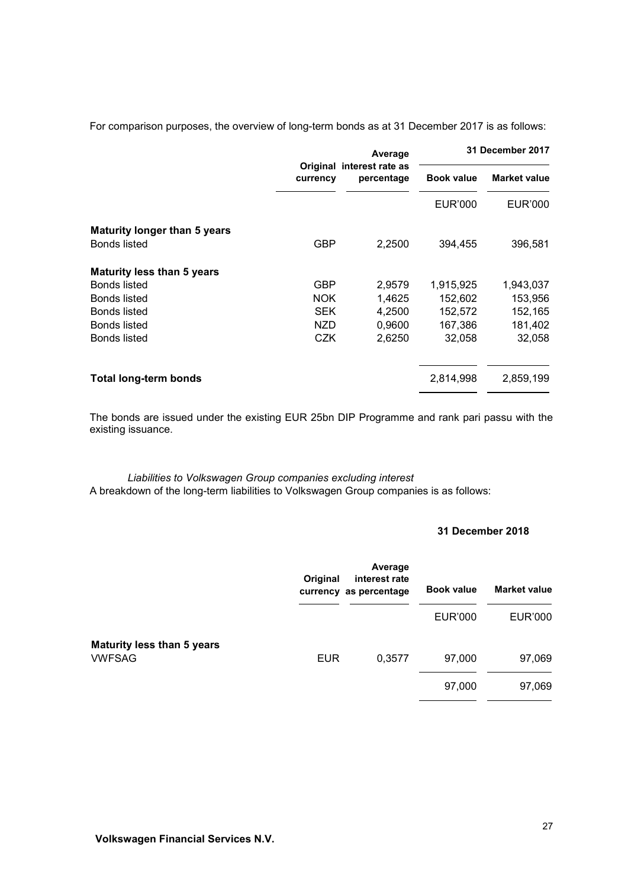For comparison purposes, the overview of long-term bonds as at 31 December 2017 is as follows:

| | Original currency | Average interest rate as percentage | 31 December 2017 | |
|---|---|---|---|---|
| | | | Book value | Market value |
| | | | EUR'000 | EUR'000 |
| **Maturity longer than 5 years** | | | | |
| Bonds listed | GBP | 2,2500 | 394,455 | 396,581 |
| **Maturity less than 5 years** | | | | |
| Bonds listed | GBP | 2,9579 | 1,915,925 | 1,943,037 |
| Bonds listed | NOK | 1,4625 | 152,602 | 153,956 |
| Bonds listed | SEK | 4,2500 | 152,572 | 152,165 |
| Bonds listed | NZD | 0,9600 | 167,386 | 181,402 |
| Bonds listed | CZK | 2,6250 | 32,058 | 32,058 |
| **Total long-term bonds** | | | 2,814,998 | 2,859,199 |

The bonds are issued under the existing EUR 25bn DIP Programme and rank pari passu with the existing issuance.

*Liabilities to Volkswagen Group companies excluding interest*

A breakdown of the long-term liabilities to Volkswagen Group companies is as follows:

| | Original currency | Average interest rate as percentage | 31 December 2018 | |
|---|---|---|---|---|
| | | | Book value | Market value |
| | | | EUR'000 | EUR'000 |
| **Maturity less than 5 years** | | | | |
| VWFSAG | EUR | 0,3577 | 97,000 | 97,069 |
| | | | 97,000 | 97,069 |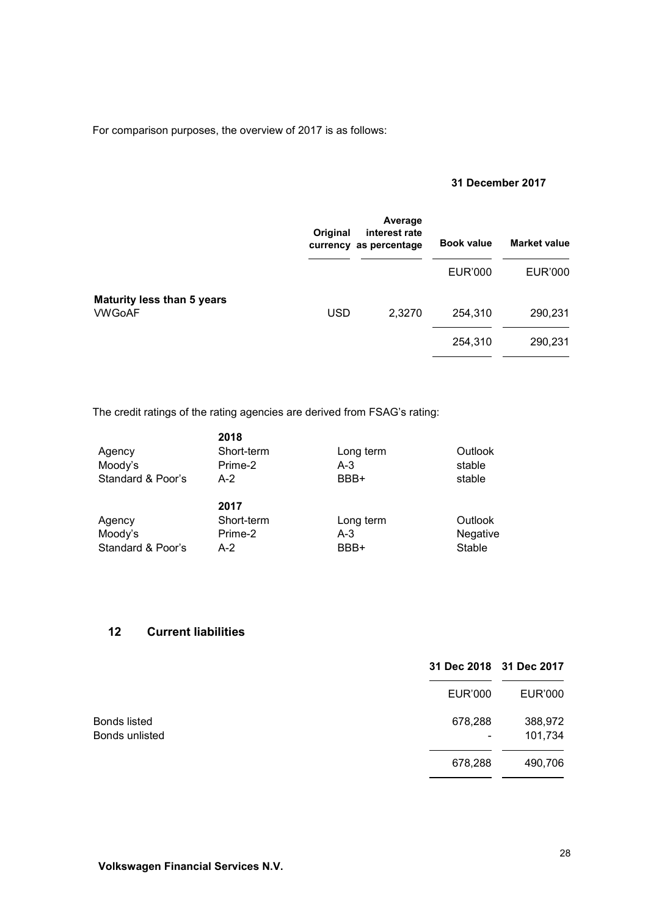For comparison purposes, the overview of 2017 is as follows:

| | 31 December 2017 | | | |
|---|---|---|---|---|
| | Original currency | Average interest rate as percentage | Book value | Market value |
| | | | EUR'000 | EUR'000 |
| **Maturity less than 5 years** | | | | |
| VWGoAF | USD | 2,3270 | 254,310 | 290,231 |
| | | | 254,310 | 290,231 |

The credit ratings of the rating agencies are derived from FSAG's rating:

| | 2018 | | |
|---|---|---|---|
| Agency | Short-term | Long term | Outlook |
| Moody's | Prime-2 | A-3 | stable |
| Standard & Poor's | A-2 | BBB+ | stable |

| | 2017 | | |
|---|---|---|---|
| Agency | Short-term | Long term | Outlook |
| Moody's | Prime-2 | A-3 | Negative |
| Standard & Poor's | A-2 | BBB+ | Stable |

## 12 Current liabilities

| | 31 Dec 2018 | 31 Dec 2017 |
|---|---|---|
| | EUR'000 | EUR'000 |
| Bonds listed | 678,288 | 388,972 |
| Bonds unlisted | - | 101,734 |
| | 678,288 | 490,706 |

**Volkswagen Financial Services N.V.**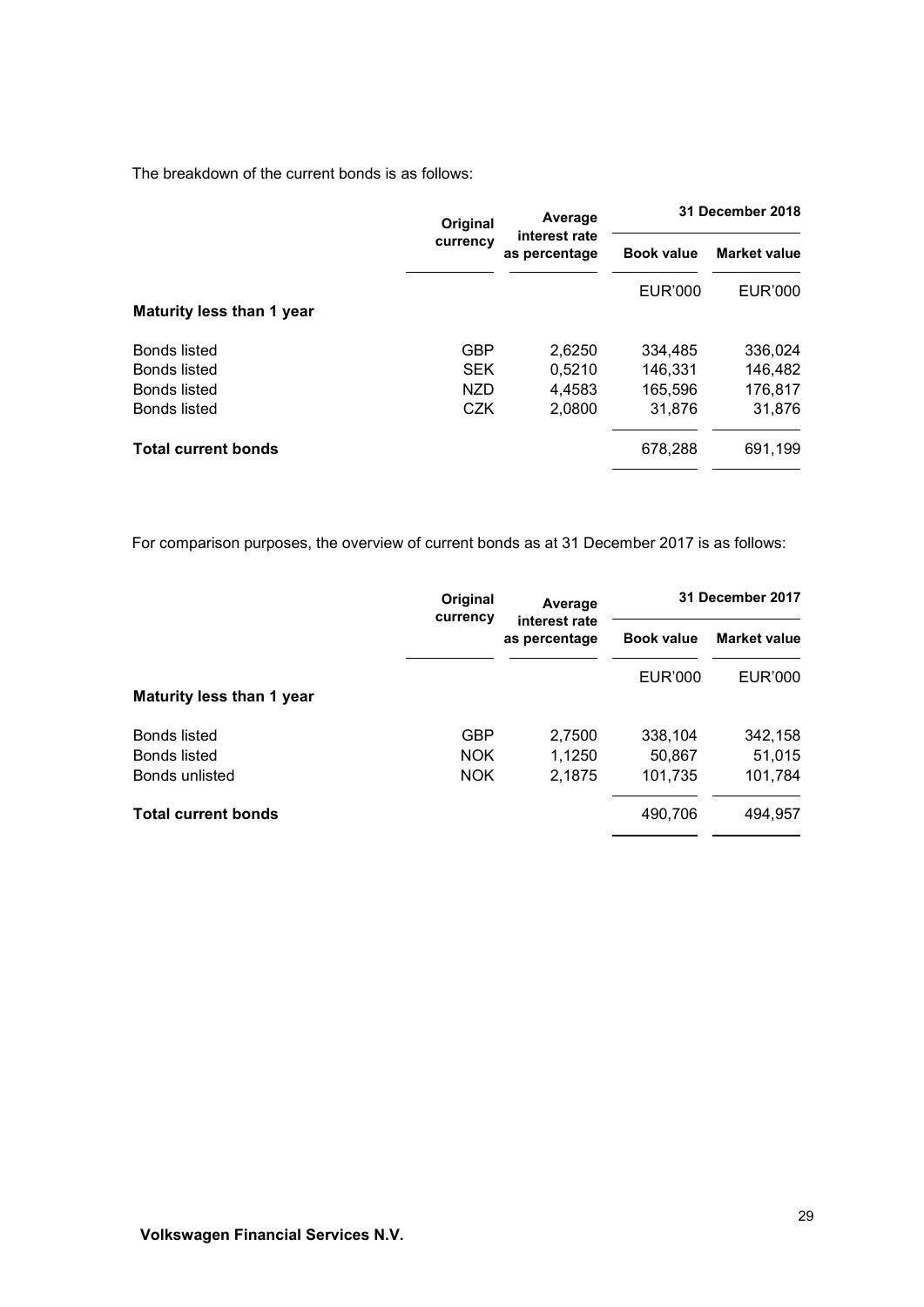The breakdown of the current bonds is as follows:

| | Original currency | Average interest rate as percentage | 31 December 2018 | |
|---|---|---|---|---|
| | | | Book value | Market value |
| | | | EUR'000 | EUR'000 |
| **Maturity less than 1 year** | | | | |
| Bonds listed | GBP | 2,6250 | 334,485 | 336,024 |
| Bonds listed | SEK | 0,5210 | 146,331 | 146,482 |
| Bonds listed | NZD | 4,4583 | 165,596 | 176,817 |
| Bonds listed | CZK | 2,0800 | 31,876 | 31,876 |
| **Total current bonds** | | | 678,288 | 691,199 |

For comparison purposes, the overview of current bonds as at 31 December 2017 is as follows:

| | Original currency | Average interest rate as percentage | 31 December 2017 | |
|---|---|---|---|---|
| | | | Book value | Market value |
| | | | EUR'000 | EUR'000 |
| **Maturity less than 1 year** | | | | |
| Bonds listed | GBP | 2,7500 | 338,104 | 342,158 |
| Bonds listed | NOK | 1,1250 | 50,867 | 51,015 |
| Bonds unlisted | NOK | 2,1875 | 101,735 | 101,784 |
| **Total current bonds** | | | 490,706 | 494,957 |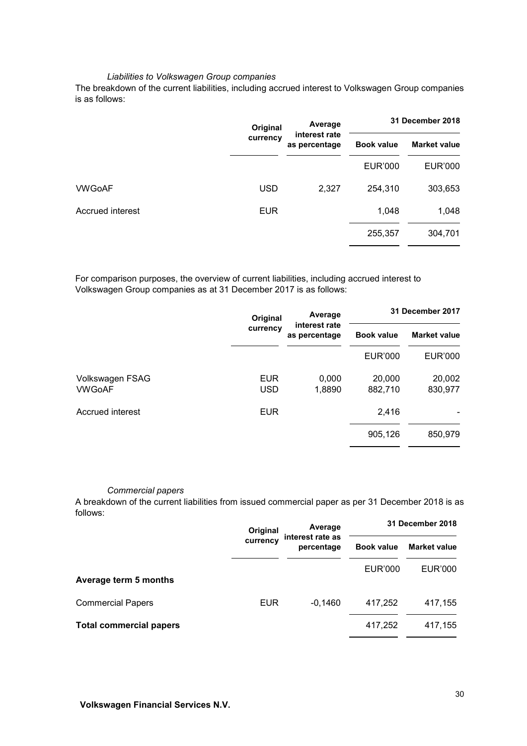*Liabilities to Volkswagen Group companies*

The breakdown of the current liabilities, including accrued interest to Volkswagen Group companies is as follows:

| | Original currency | Average interest rate as percentage | 31 December 2018 | |
|---|---|---|---|---|
| | | | Book value | Market value |
| | | | EUR'000 | EUR'000 |
| VWGoAF | USD | 2,327 | 254,310 | 303,653 |
| Accrued interest | EUR | | 1,048 | 1,048 |
| | | | 255,357 | 304,701 |

For comparison purposes, the overview of current liabilities, including accrued interest to Volkswagen Group companies as at 31 December 2017 is as follows:

| | Original currency | Average interest rate as percentage | 31 December 2017 | |
|---|---|---|---|---|
| | | | Book value | Market value |
| | | | EUR'000 | EUR'000 |
| Volkswagen FSAG | EUR | 0,000 | 20,000 | 20,002 |
| VWGoAF | USD | 1,8890 | 882,710 | 830,977 |
| Accrued interest | EUR | | 2,416 | - |
| | | | 905,126 | 850,979 |

*Commercial papers*

A breakdown of the current liabilities from issued commercial paper as per 31 December 2018 is as follows:

| | Original currency | Average interest rate as percentage | 31 December 2018 | |
|---|---|---|---|---|
| | | | Book value | Market value |
| | | | EUR'000 | EUR'000 |
| **Average term 5 months** | | | | |
| Commercial Papers | EUR | -0,1460 | 417,252 | 417,155 |
| **Total commercial papers** | | | 417,252 | 417,155 |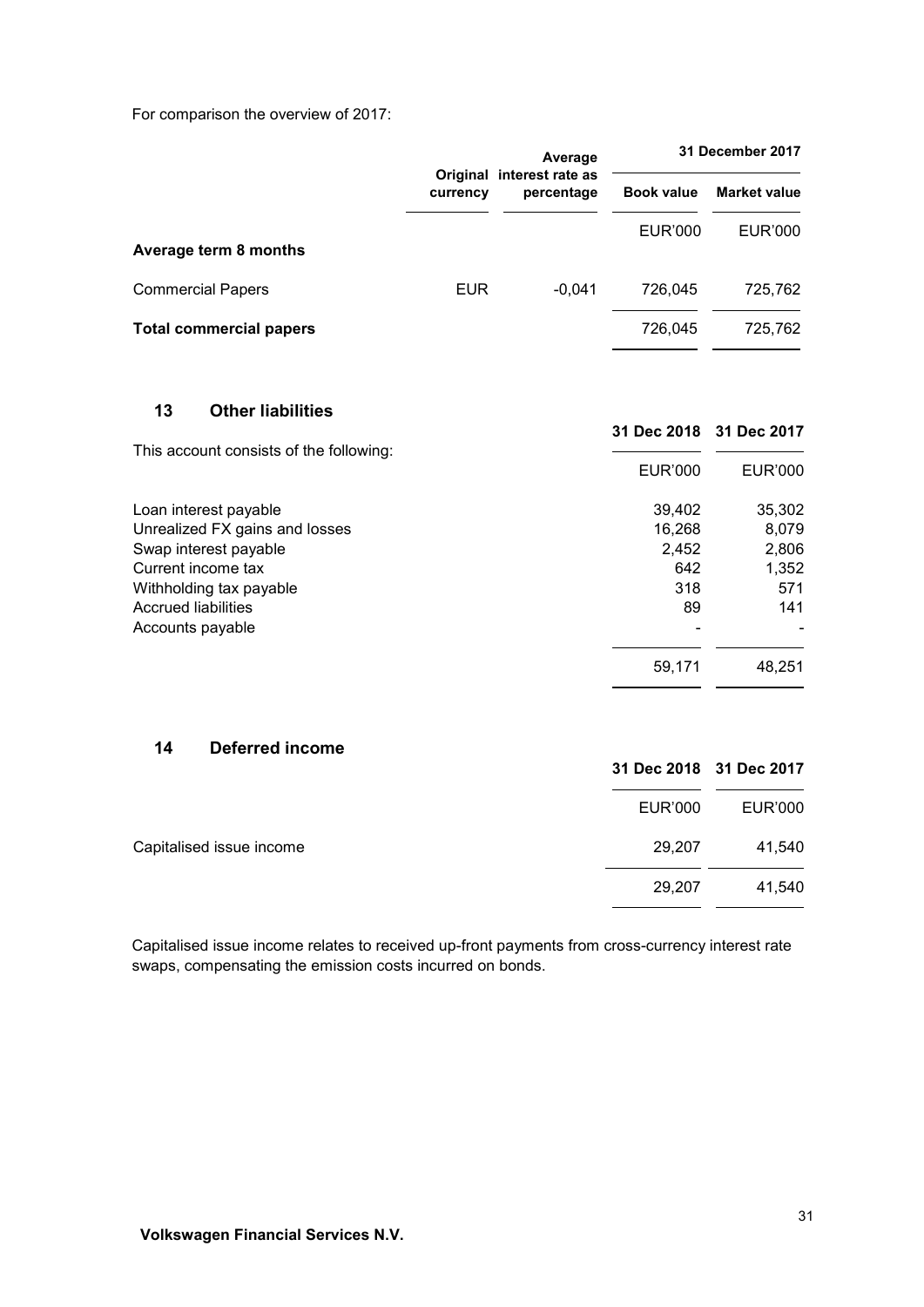For comparison the overview of 2017:

| | Original currency | Average interest rate as percentage | 31 December 2017 | |
|---|---|---|---|---|
| | | | Book value | Market value |
| | | | EUR'000 | EUR'000 |
| **Average term 8 months** | | | | |
| Commercial Papers | EUR | -0,041 | 726,045 | 725,762 |
| **Total commercial papers** | | | 726,045 | 725,762 |

## 13 Other liabilities

This account consists of the following:

| | 31 Dec 2018 | 31 Dec 2017 |
|---|---|---|
| | EUR'000 | EUR'000 |
| Loan interest payable | 39,402 | 35,302 |
| Unrealized FX gains and losses | 16,268 | 8,079 |
| Swap interest payable | 2,452 | 2,806 |
| Current income tax | 642 | 1,352 |
| Withholding tax payable | 318 | 571 |
| Accrued liabilities | 89 | 141 |
| Accounts payable | - | - |
| | 59,171 | 48,251 |

## 14 Deferred income

| | 31 Dec 2018 | 31 Dec 2017 |
|---|---|---|
| | EUR'000 | EUR'000 |
| Capitalised issue income | 29,207 | 41,540 |
| | 29,207 | 41,540 |

Capitalised issue income relates to received up-front payments from cross-currency interest rate swaps, compensating the emission costs incurred on bonds.

**Volkswagen Financial Services N.V.**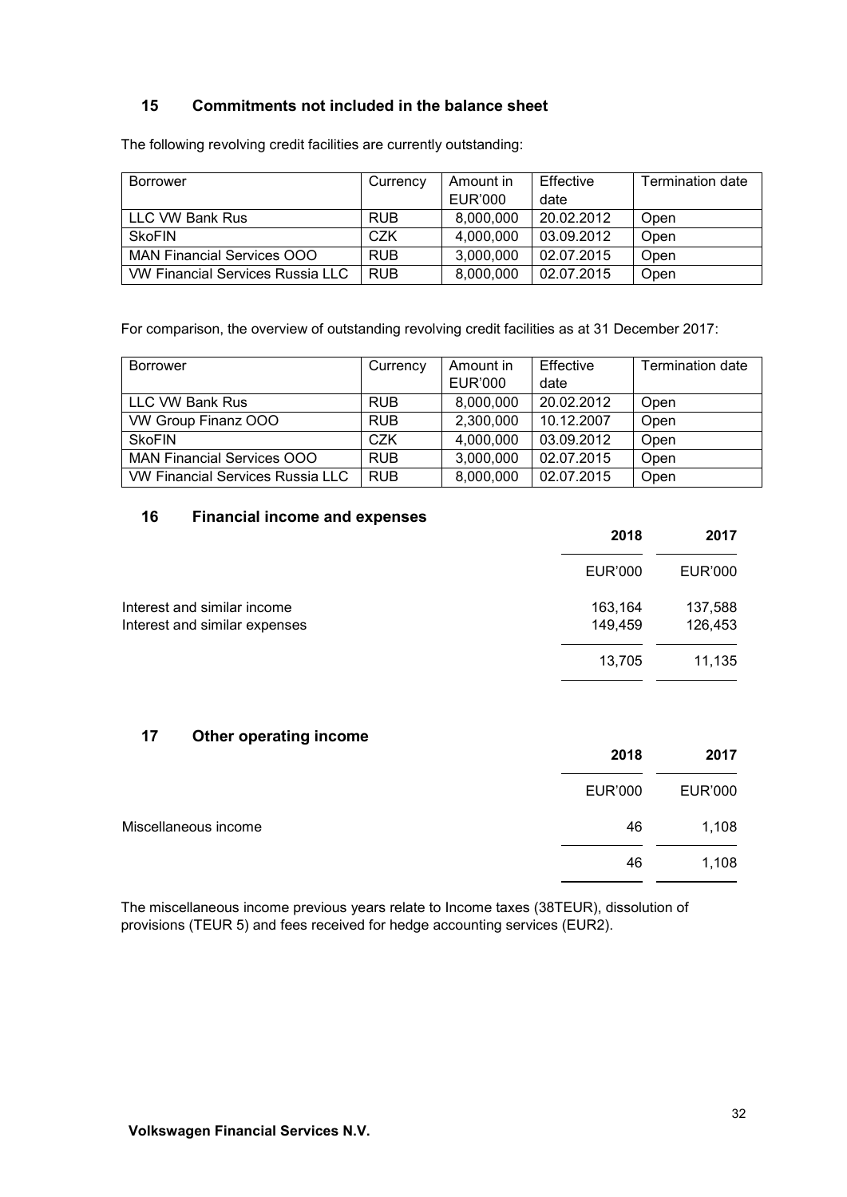## 15 Commitments not included in the balance sheet

The following revolving credit facilities are currently outstanding:

| Borrower | Currency | Amount in EUR'000 | Effective date | Termination date |
|---|---|---|---|---|
| LLC VW Bank Rus | RUB | 8,000,000 | 20.02.2012 | Open |
| SkoFIN | CZK | 4,000,000 | 03.09.2012 | Open |
| MAN Financial Services OOO | RUB | 3,000,000 | 02.07.2015 | Open |
| VW Financial Services Russia LLC | RUB | 8,000,000 | 02.07.2015 | Open |

For comparison, the overview of outstanding revolving credit facilities as at 31 December 2017:

| Borrower | Currency | Amount in EUR'000 | Effective date | Termination date |
|---|---|---|---|---|
| LLC VW Bank Rus | RUB | 8,000,000 | 20.02.2012 | Open |
| VW Group Finanz OOO | RUB | 2,300,000 | 10.12.2007 | Open |
| SkoFIN | CZK | 4,000,000 | 03.09.2012 | Open |
| MAN Financial Services OOO | RUB | 3,000,000 | 02.07.2015 | Open |
| VW Financial Services Russia LLC | RUB | 8,000,000 | 02.07.2015 | Open |

## 16 Financial income and expenses

| | 2018 | 2017 |
|---|---|---|
| | EUR'000 | EUR'000 |
| Interest and similar income | 163,164 | 137,588 |
| Interest and similar expenses | 149,459 | 126,453 |
| | 13,705 | 11,135 |

## 17 Other operating income

| | 2018 | 2017 |
|---|---|---|
| | EUR'000 | EUR'000 |
| Miscellaneous income | 46 | 1,108 |
| | 46 | 1,108 |

The miscellaneous income previous years relate to Income taxes (38TEUR), dissolution of provisions (TEUR 5) and fees received for hedge accounting services (EUR2).

**Volkswagen Financial Services N.V.**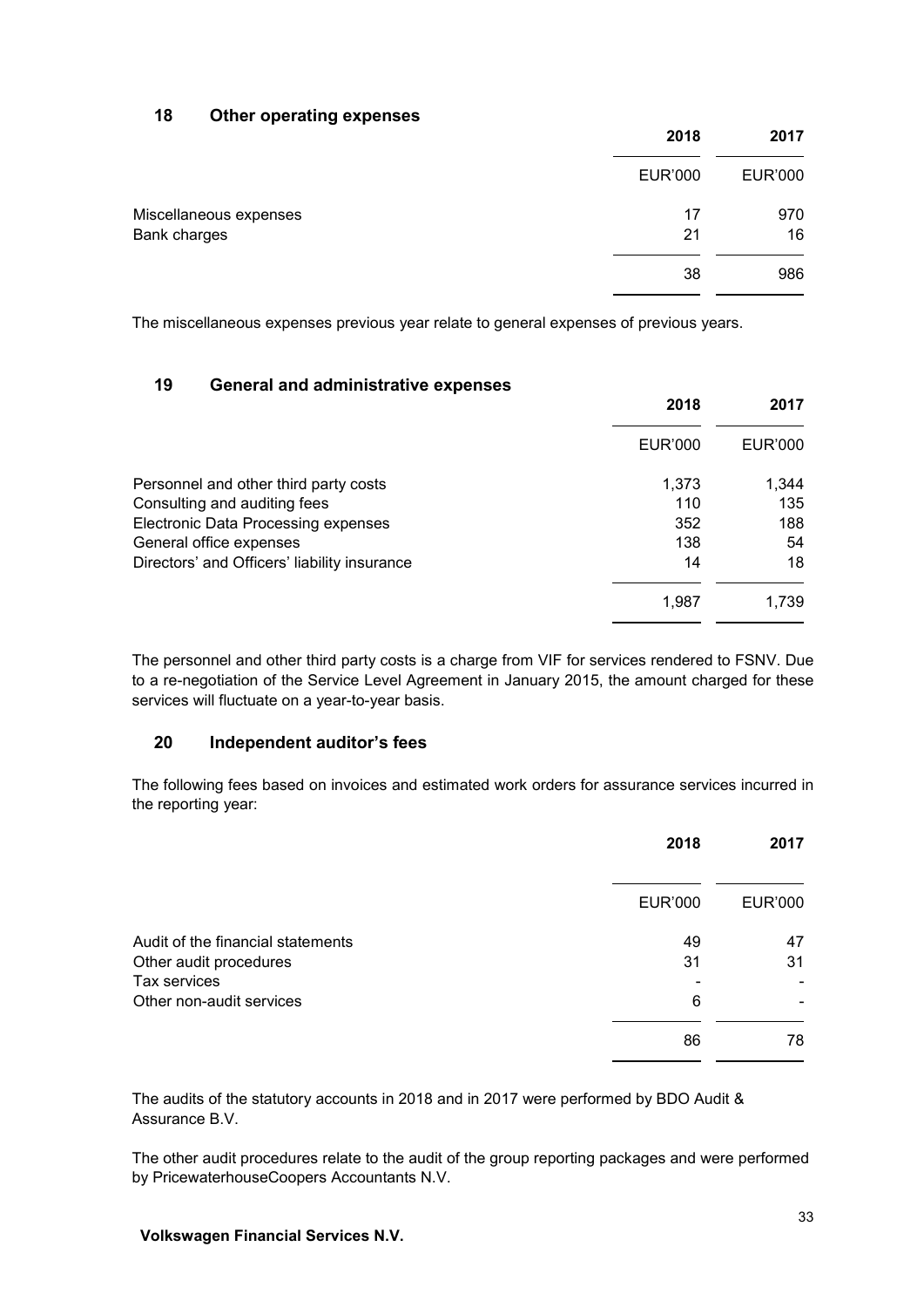## 18 Other operating expenses

| | 2018 | 2017 |
|---|---|---|
| | EUR'000 | EUR'000 |
| Miscellaneous expenses | 17 | 970 |
| Bank charges | 21 | 16 |
| | 38 | 986 |

The miscellaneous expenses previous year relate to general expenses of previous years.

## 19 General and administrative expenses

| | 2018 | 2017 |
|---|---|---|
| | EUR'000 | EUR'000 |
| Personnel and other third party costs | 1,373 | 1,344 |
| Consulting and auditing fees | 110 | 135 |
| Electronic Data Processing expenses | 352 | 188 |
| General office expenses | 138 | 54 |
| Directors' and Officers' liability insurance | 14 | 18 |
| | 1,987 | 1,739 |

The personnel and other third party costs is a charge from VIF for services rendered to FSNV. Due to a re-negotiation of the Service Level Agreement in January 2015, the amount charged for these services will fluctuate on a year-to-year basis.

## 20 Independent auditor's fees

The following fees based on invoices and estimated work orders for assurance services incurred in the reporting year:

| | 2018 | 2017 |
|---|---|---|
| | EUR'000 | EUR'000 |
| Audit of the financial statements | 49 | 47 |
| Other audit procedures | 31 | 31 |
| Tax services | - | - |
| Other non-audit services | 6 | - |
| | 86 | 78 |

The audits of the statutory accounts in 2018 and in 2017 were performed by BDO Audit & Assurance B.V.

The other audit procedures relate to the audit of the group reporting packages and were performed by PricewaterhouseCoopers Accountants N.V.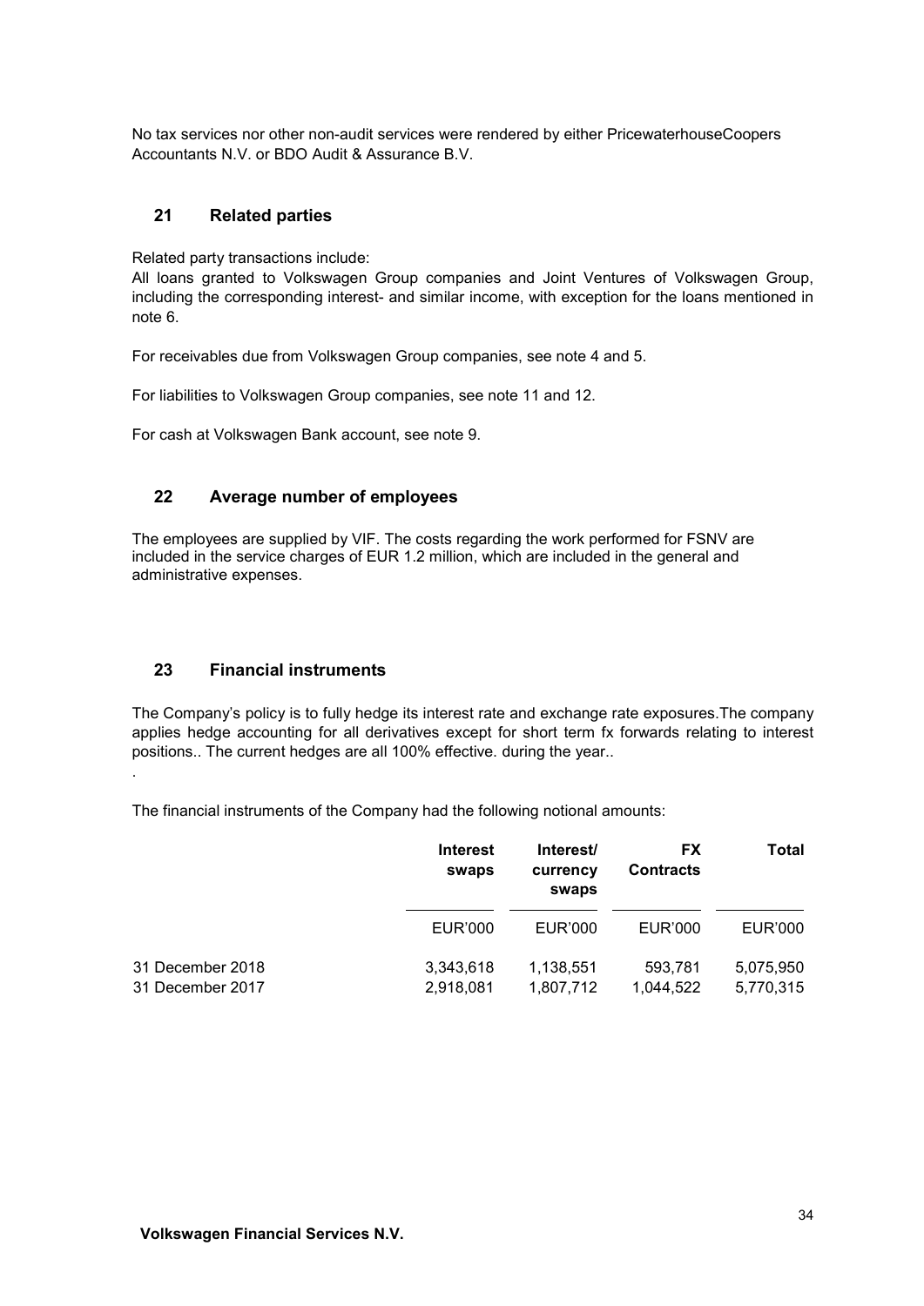No tax services nor other non-audit services were rendered by either PricewaterhouseCoopers Accountants N.V. or BDO Audit & Assurance B.V.

## 21 Related parties

Related party transactions include:
All loans granted to Volkswagen Group companies and Joint Ventures of Volkswagen Group, including the corresponding interest- and similar income, with exception for the loans mentioned in note 6.

For receivables due from Volkswagen Group companies, see note 4 and 5.

For liabilities to Volkswagen Group companies, see note 11 and 12.

For cash at Volkswagen Bank account, see note 9.

## 22 Average number of employees

The employees are supplied by VIF. The costs regarding the work performed for FSNV are included in the service charges of EUR 1.2 million, which are included in the general and administrative expenses.

## 23 Financial instruments

The Company's policy is to fully hedge its interest rate and exchange rate exposures.The company applies hedge accounting for all derivatives except for short term fx forwards relating to interest positions.. The current hedges are all 100% effective. during the year..

.

The financial instruments of the Company had the following notional amounts:

| | Interest swaps | Interest/ currency swaps | FX Contracts | Total |
|---|---|---|---|---|
| | EUR'000 | EUR'000 | EUR'000 | EUR'000 |
| 31 December 2018 | 3,343,618 | 1,138,551 | 593,781 | 5,075,950 |
| 31 December 2017 | 2,918,081 | 1,807,712 | 1,044,522 | 5,770,315 |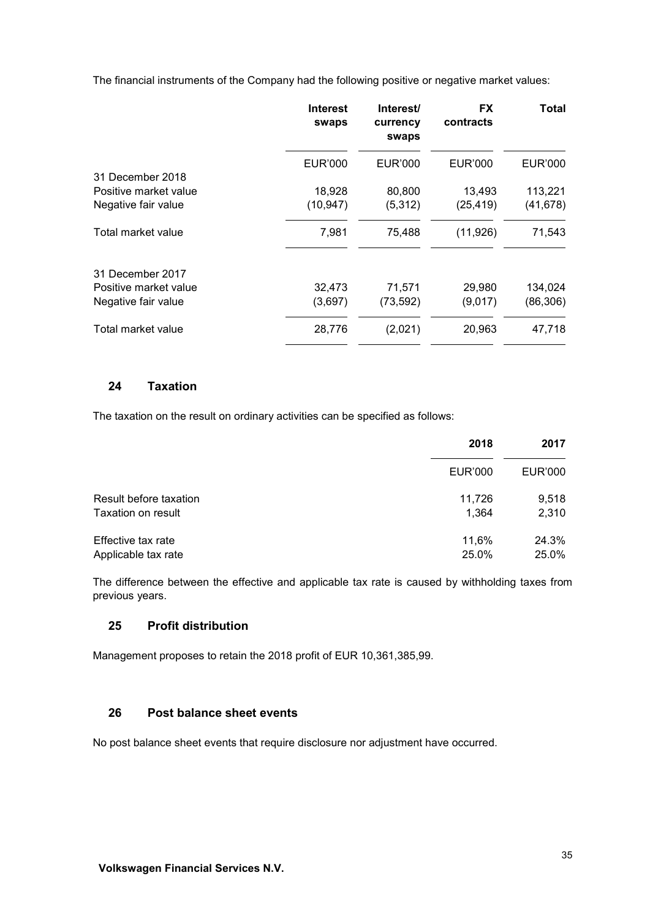The financial instruments of the Company had the following positive or negative market values:

| | Interest swaps | Interest/ currency swaps | FX contracts | Total |
|---|---|---|---|---|
| | EUR'000 | EUR'000 | EUR'000 | EUR'000 |
| 31 December 2018 | | | | |
| Positive market value | 18,928 | 80,800 | 13,493 | 113,221 |
| Negative fair value | (10,947) | (5,312) | (25,419) | (41,678) |
| Total market value | 7,981 | 75,488 | (11,926) | 71,543 |
| 31 December 2017 | | | | |
| Positive market value | 32,473 | 71,571 | 29,980 | 134,024 |
| Negative fair value | (3,697) | (73,592) | (9,017) | (86,306) |
| Total market value | 28,776 | (2,021) | 20,963 | 47,718 |

## 24 Taxation

The taxation on the result on ordinary activities can be specified as follows:

| | 2018 | 2017 |
|---|---|---|
| | EUR'000 | EUR'000 |
| Result before taxation | 11,726 | 9,518 |
| Taxation on result | 1,364 | 2,310 |
| Effective tax rate | 11,6% | 24.3% |
| Applicable tax rate | 25.0% | 25.0% |

The difference between the effective and applicable tax rate is caused by withholding taxes from previous years.

## 25 Profit distribution

Management proposes to retain the 2018 profit of EUR 10,361,385,99.

## 26 Post balance sheet events

No post balance sheet events that require disclosure nor adjustment have occurred.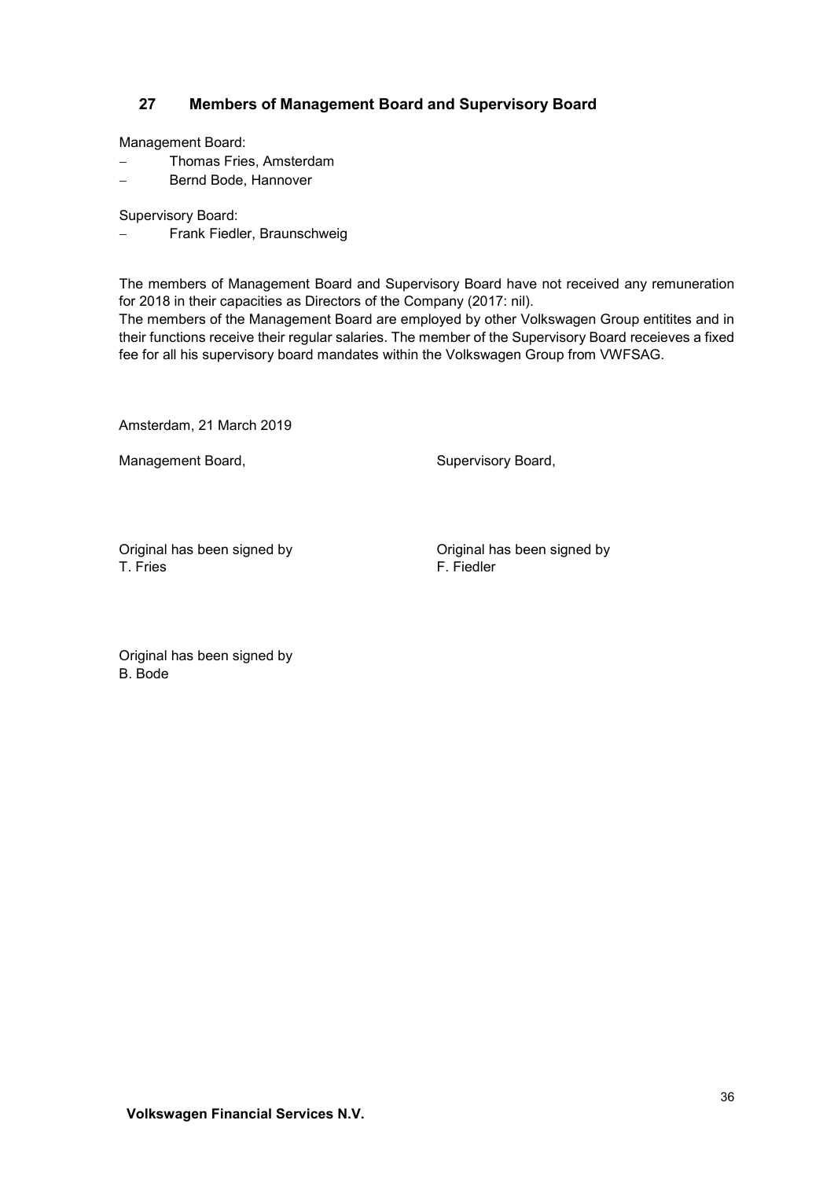## 27 Members of Management Board and Supervisory Board

Management Board:

- Thomas Fries, Amsterdam
- Bernd Bode, Hannover

Supervisory Board:

- Frank Fiedler, Braunschweig

The members of Management Board and Supervisory Board have not received any remuneration for 2018 in their capacities as Directors of the Company (2017: nil).
The members of the Management Board are employed by other Volkswagen Group entitites and in their functions receive their regular salaries. The member of the Supervisory Board receieves a fixed fee for all his supervisory board mandates within the Volkswagen Group from VWFSAG.

Amsterdam, 21 March 2019

Management Board,

Original has been signed by
T. Fries

Original has been signed by
B. Bode

Supervisory Board,

Original has been signed by
F. Fiedler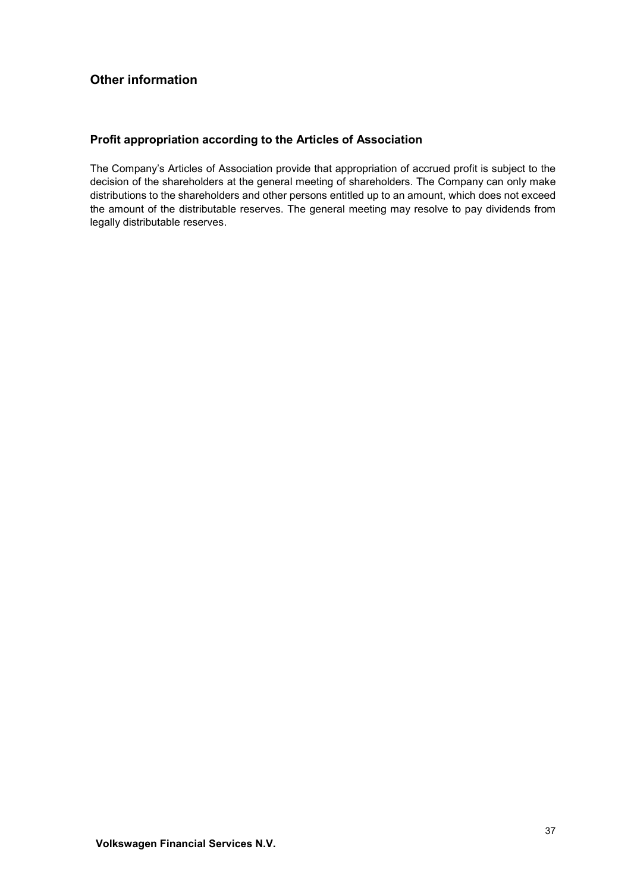## Other information

### Profit appropriation according to the Articles of Association

The Company's Articles of Association provide that appropriation of accrued profit is subject to the decision of the shareholders at the general meeting of shareholders. The Company can only make distributions to the shareholders and other persons entitled up to an amount, which does not exceed the amount of the distributable reserves. The general meeting may resolve to pay dividends from legally distributable reserves.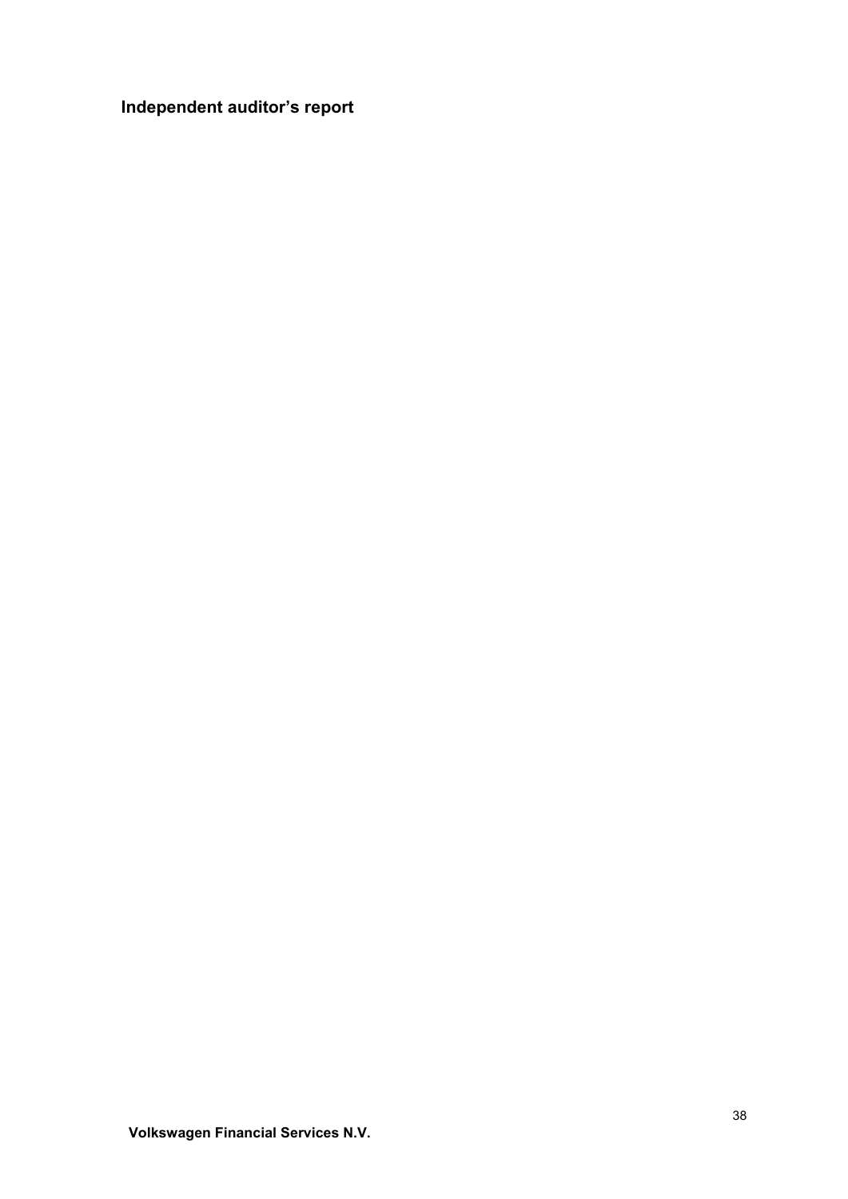## Independent auditor's report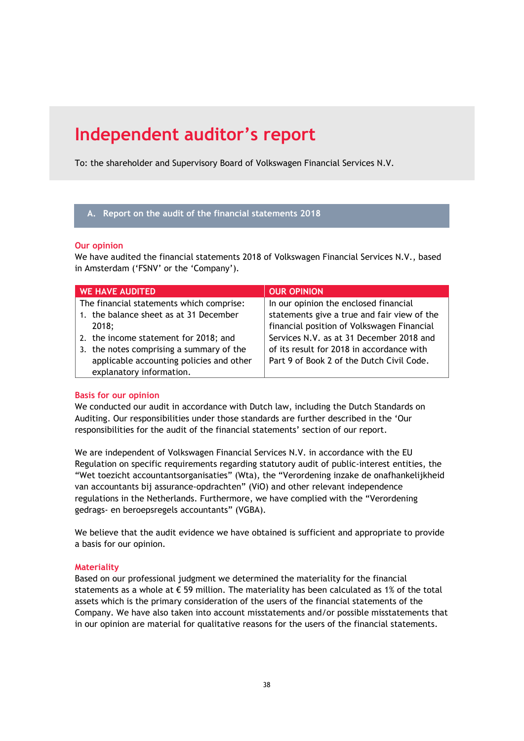# Independent auditor's report

To: the shareholder and Supervisory Board of Volkswagen Financial Services N.V.

## A. Report on the audit of the financial statements 2018

### Our opinion

We have audited the financial statements 2018 of Volkswagen Financial Services N.V., based in Amsterdam ('FSNV' or the 'Company').

| WE HAVE AUDITED | OUR OPINION |
|---|---|
| The financial statements which comprise:<br>1. the balance sheet as at 31 December 2018;<br>2. the income statement for 2018; and<br>3. the notes comprising a summary of the applicable accounting policies and other explanatory information. | In our opinion the enclosed financial statements give a true and fair view of the financial position of Volkswagen Financial Services N.V. as at 31 December 2018 and of its result for 2018 in accordance with Part 9 of Book 2 of the Dutch Civil Code. |

### Basis for our opinion

We conducted our audit in accordance with Dutch law, including the Dutch Standards on Auditing. Our responsibilities under those standards are further described in the 'Our responsibilities for the audit of the financial statements' section of our report.

We are independent of Volkswagen Financial Services N.V. in accordance with the EU Regulation on specific requirements regarding statutory audit of public-interest entities, the "Wet toezicht accountantsorganisaties" (Wta), the "Verordening inzake de onafhankelijkheid van accountants bij assurance-opdrachten" (ViO) and other relevant independence regulations in the Netherlands. Furthermore, we have complied with the "Verordening gedrags- en beroepsregels accountants" (VGBA).

We believe that the audit evidence we have obtained is sufficient and appropriate to provide a basis for our opinion.

### Materiality

Based on our professional judgment we determined the materiality for the financial statements as a whole at € 59 million. The materiality has been calculated as 1% of the total assets which is the primary consideration of the users of the financial statements of the Company. We have also taken into account misstatements and/or possible misstatements that in our opinion are material for qualitative reasons for the users of the financial statements.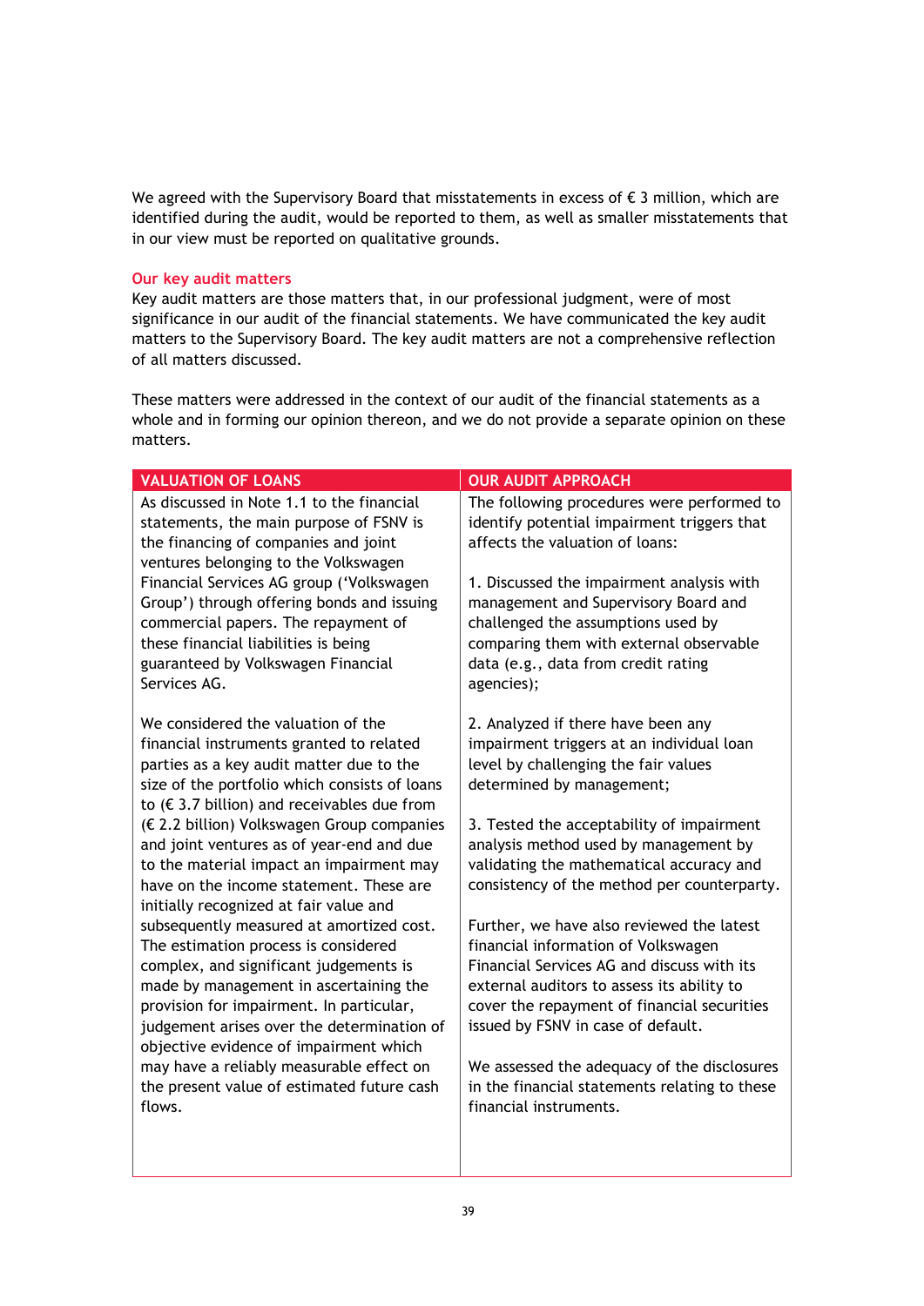We agreed with the Supervisory Board that misstatements in excess of € 3 million, which are identified during the audit, would be reported to them, as well as smaller misstatements that in our view must be reported on qualitative grounds.

## Our key audit matters

Key audit matters are those matters that, in our professional judgment, were of most significance in our audit of the financial statements. We have communicated the key audit matters to the Supervisory Board. The key audit matters are not a comprehensive reflection of all matters discussed.

These matters were addressed in the context of our audit of the financial statements as a whole and in forming our opinion thereon, and we do not provide a separate opinion on these matters.

| VALUATION OF LOANS | OUR AUDIT APPROACH |
|---|---|
| As discussed in Note 1.1 to the financial statements, the main purpose of FSNV is the financing of companies and joint ventures belonging to the Volkswagen Financial Services AG group ('Volkswagen Group') through offering bonds and issuing commercial papers. The repayment of these financial liabilities is being guaranteed by Volkswagen Financial Services AG.<br><br>We considered the valuation of the financial instruments granted to related parties as a key audit matter due to the size of the portfolio which consists of loans to (€ 3.7 billion) and receivables due from (€ 2.2 billion) Volkswagen Group companies and joint ventures as of year-end and due to the material impact an impairment may have on the income statement. These are initially recognized at fair value and subsequently measured at amortized cost. The estimation process is considered complex, and significant judgements is made by management in ascertaining the provision for impairment. In particular, judgement arises over the determination of objective evidence of impairment which may have a reliably measurable effect on the present value of estimated future cash flows. | The following procedures were performed to identify potential impairment triggers that affects the valuation of loans:<br><br>1. Discussed the impairment analysis with management and Supervisory Board and challenged the assumptions used by comparing them with external observable data (e.g., data from credit rating agencies);<br><br>2. Analyzed if there have been any impairment triggers at an individual loan level by challenging the fair values determined by management;<br><br>3. Tested the acceptability of impairment analysis method used by management by validating the mathematical accuracy and consistency of the method per counterparty.<br><br>Further, we have also reviewed the latest financial information of Volkswagen Financial Services AG and discuss with its external auditors to assess its ability to cover the repayment of financial securities issued by FSNV in case of default.<br><br>We assessed the adequacy of the disclosures in the financial statements relating to these financial instruments. |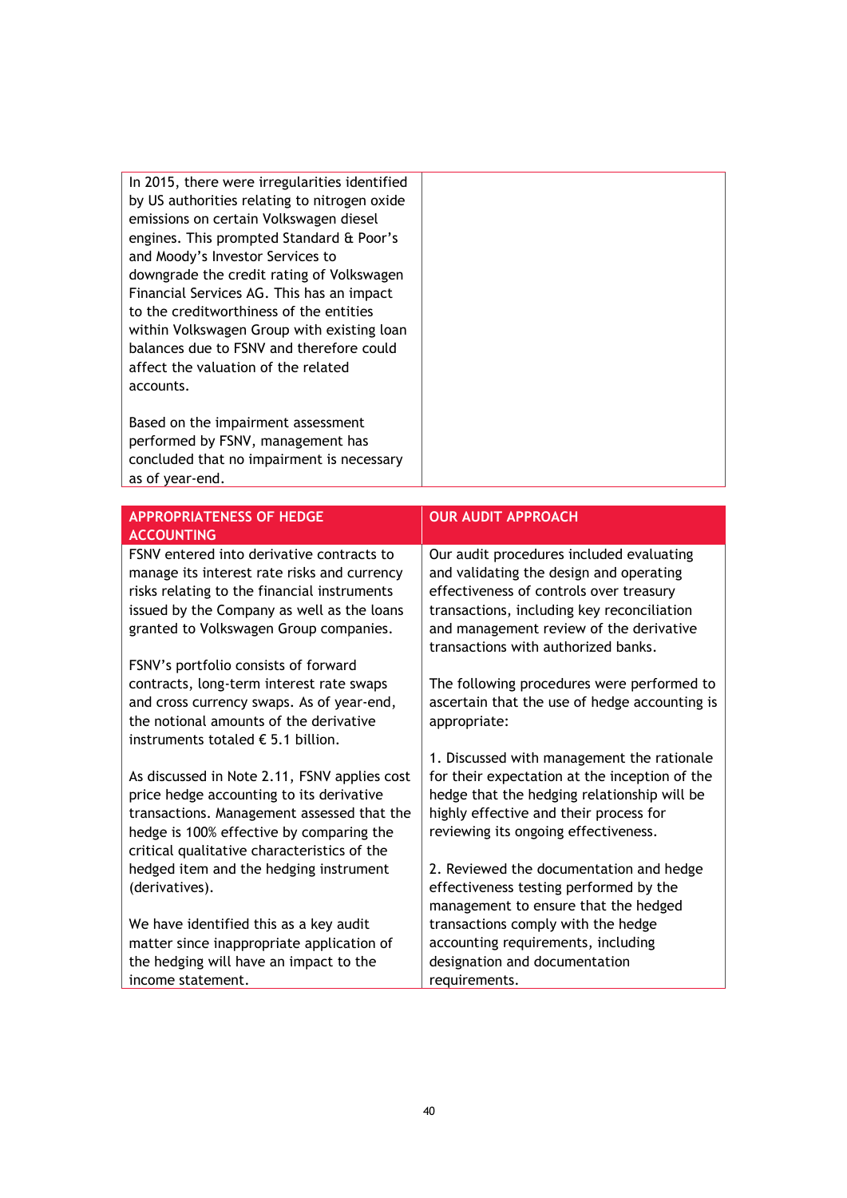| | |
|---|---|
| In 2015, there were irregularities identified by US authorities relating to nitrogen oxide emissions on certain Volkswagen diesel engines. This prompted Standard & Poor's and Moody's Investor Services to downgrade the credit rating of Volkswagen Financial Services AG. This has an impact to the creditworthiness of the entities within Volkswagen Group with existing loan balances due to FSNV and therefore could affect the valuation of the related accounts.<br><br>Based on the impairment assessment performed by FSNV, management has concluded that no impairment is necessary as of year-end. | |

| APPROPRIATENESS OF HEDGE ACCOUNTING | OUR AUDIT APPROACH |
|---|---|
| FSNV entered into derivative contracts to manage its interest rate risks and currency risks relating to the financial instruments issued by the Company as well as the loans granted to Volkswagen Group companies.<br><br>FSNV's portfolio consists of forward contracts, long-term interest rate swaps and cross currency swaps. As of year-end, the notional amounts of the derivative instruments totaled € 5.1 billion.<br><br>As discussed in Note 2.11, FSNV applies cost price hedge accounting to its derivative transactions. Management assessed that the hedge is 100% effective by comparing the critical qualitative characteristics of the hedged item and the hedging instrument (derivatives).<br><br>We have identified this as a key audit matter since inappropriate application of the hedging will have an impact to the income statement. | Our audit procedures included evaluating and validating the design and operating effectiveness of controls over treasury transactions, including key reconciliation and management review of the derivative transactions with authorized banks.<br><br>The following procedures were performed to ascertain that the use of hedge accounting is appropriate:<br><br>1. Discussed with management the rationale for their expectation at the inception of the hedge that the hedging relationship will be highly effective and their process for reviewing its ongoing effectiveness.<br><br>2. Reviewed the documentation and hedge effectiveness testing performed by the management to ensure that the hedged transactions comply with the hedge accounting requirements, including designation and documentation requirements. |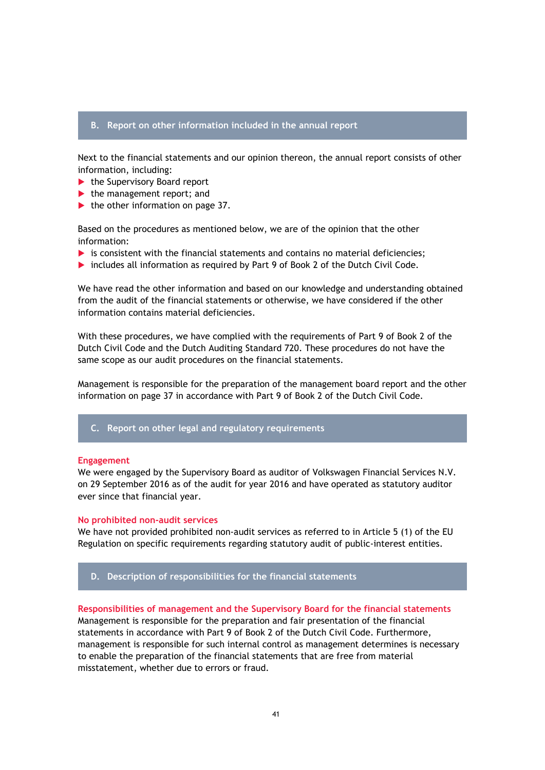## B. Report on other information included in the annual report

Next to the financial statements and our opinion thereon, the annual report consists of other information, including:

- the Supervisory Board report
- the management report; and
- the other information on page 37.

Based on the procedures as mentioned below, we are of the opinion that the other information:

- is consistent with the financial statements and contains no material deficiencies;
- includes all information as required by Part 9 of Book 2 of the Dutch Civil Code.

We have read the other information and based on our knowledge and understanding obtained from the audit of the financial statements or otherwise, we have considered if the other information contains material deficiencies.

With these procedures, we have complied with the requirements of Part 9 of Book 2 of the Dutch Civil Code and the Dutch Auditing Standard 720. These procedures do not have the same scope as our audit procedures on the financial statements.

Management is responsible for the preparation of the management board report and the other information on page 37 in accordance with Part 9 of Book 2 of the Dutch Civil Code.

## C. Report on other legal and regulatory requirements

### Engagement

We were engaged by the Supervisory Board as auditor of Volkswagen Financial Services N.V. on 29 September 2016 as of the audit for year 2016 and have operated as statutory auditor ever since that financial year.

### No prohibited non-audit services

We have not provided prohibited non-audit services as referred to in Article 5 (1) of the EU Regulation on specific requirements regarding statutory audit of public-interest entities.

## D. Description of responsibilities for the financial statements

### Responsibilities of management and the Supervisory Board for the financial statements

Management is responsible for the preparation and fair presentation of the financial statements in accordance with Part 9 of Book 2 of the Dutch Civil Code. Furthermore, management is responsible for such internal control as management determines is necessary to enable the preparation of the financial statements that are free from material misstatement, whether due to errors or fraud.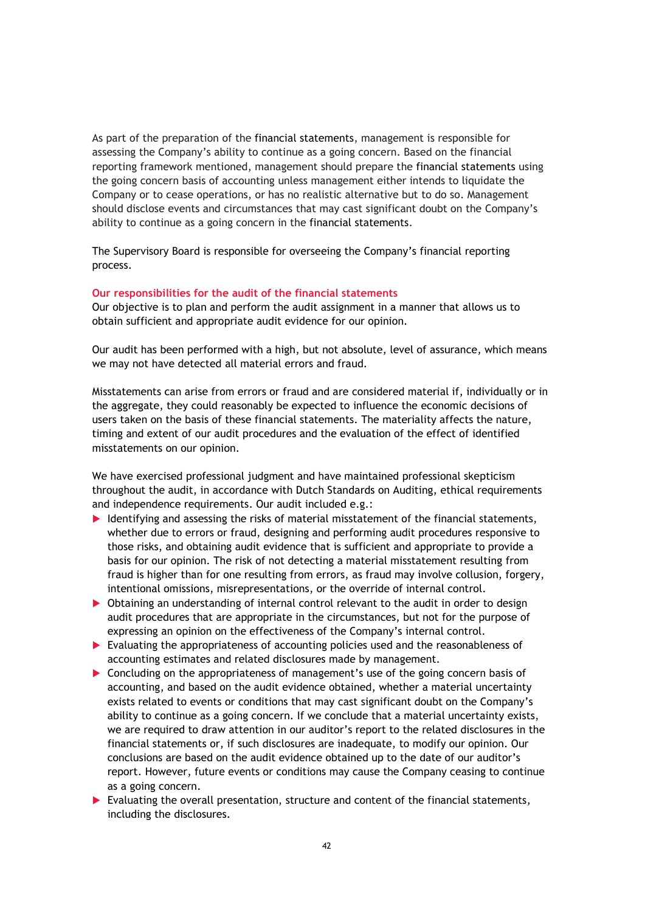As part of the preparation of the financial statements, management is responsible for assessing the Company's ability to continue as a going concern. Based on the financial reporting framework mentioned, management should prepare the financial statements using the going concern basis of accounting unless management either intends to liquidate the Company or to cease operations, or has no realistic alternative but to do so. Management should disclose events and circumstances that may cast significant doubt on the Company's ability to continue as a going concern in the financial statements.

The Supervisory Board is responsible for overseeing the Company's financial reporting process.

### Our responsibilities for the audit of the financial statements

Our objective is to plan and perform the audit assignment in a manner that allows us to obtain sufficient and appropriate audit evidence for our opinion.

Our audit has been performed with a high, but not absolute, level of assurance, which means we may not have detected all material errors and fraud.

Misstatements can arise from errors or fraud and are considered material if, individually or in the aggregate, they could reasonably be expected to influence the economic decisions of users taken on the basis of these financial statements. The materiality affects the nature, timing and extent of our audit procedures and the evaluation of the effect of identified misstatements on our opinion.

We have exercised professional judgment and have maintained professional skepticism throughout the audit, in accordance with Dutch Standards on Auditing, ethical requirements and independence requirements. Our audit included e.g.:

- Identifying and assessing the risks of material misstatement of the financial statements, whether due to errors or fraud, designing and performing audit procedures responsive to those risks, and obtaining audit evidence that is sufficient and appropriate to provide a basis for our opinion. The risk of not detecting a material misstatement resulting from fraud is higher than for one resulting from errors, as fraud may involve collusion, forgery, intentional omissions, misrepresentations, or the override of internal control.
- Obtaining an understanding of internal control relevant to the audit in order to design audit procedures that are appropriate in the circumstances, but not for the purpose of expressing an opinion on the effectiveness of the Company's internal control.
- Evaluating the appropriateness of accounting policies used and the reasonableness of accounting estimates and related disclosures made by management.
- Concluding on the appropriateness of management's use of the going concern basis of accounting, and based on the audit evidence obtained, whether a material uncertainty exists related to events or conditions that may cast significant doubt on the Company's ability to continue as a going concern. If we conclude that a material uncertainty exists, we are required to draw attention in our auditor's report to the related disclosures in the financial statements or, if such disclosures are inadequate, to modify our opinion. Our conclusions are based on the audit evidence obtained up to the date of our auditor's report. However, future events or conditions may cause the Company ceasing to continue as a going concern.
- Evaluating the overall presentation, structure and content of the financial statements, including the disclosures.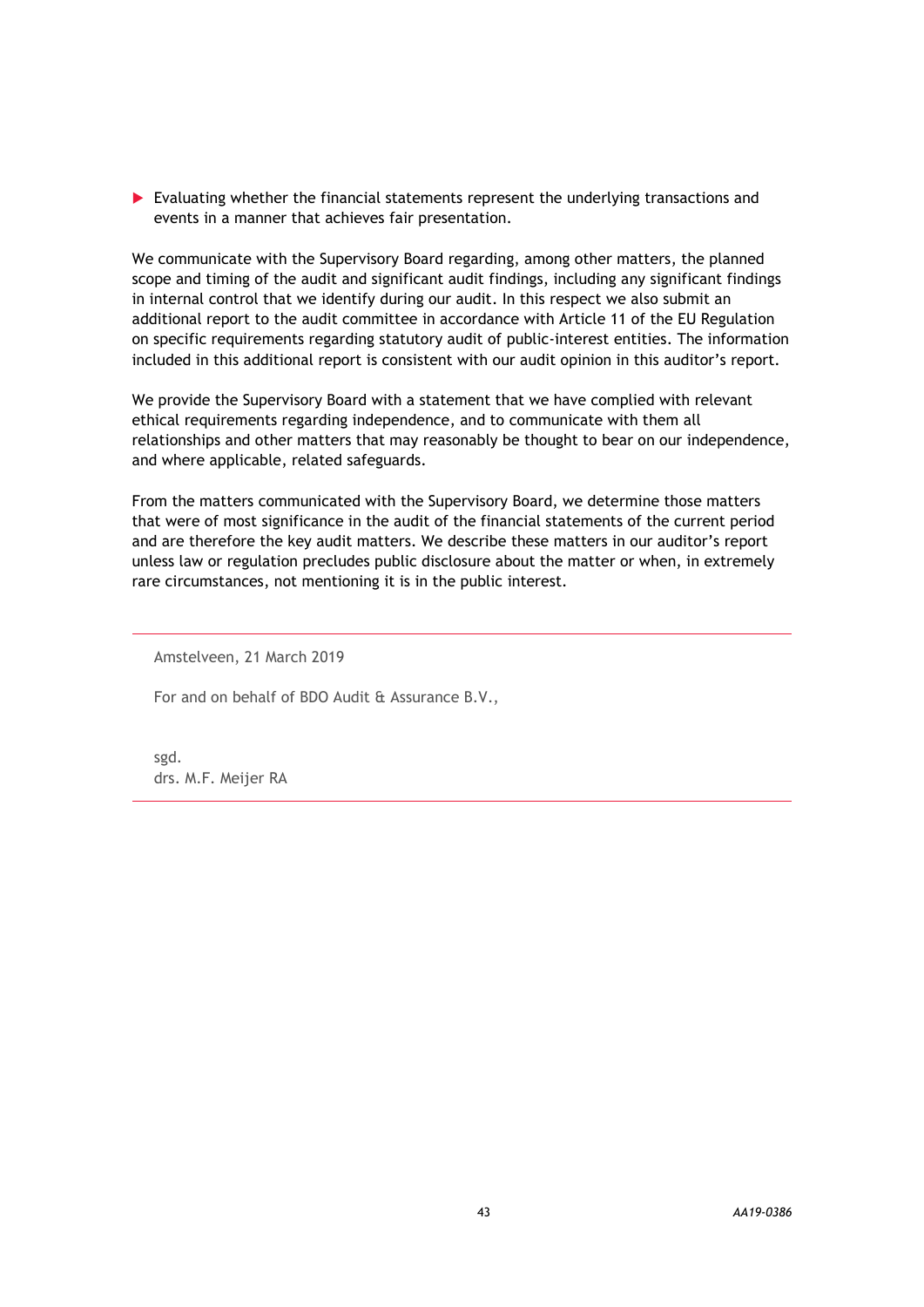- Evaluating whether the financial statements represent the underlying transactions and events in a manner that achieves fair presentation.

We communicate with the Supervisory Board regarding, among other matters, the planned scope and timing of the audit and significant audit findings, including any significant findings in internal control that we identify during our audit. In this respect we also submit an additional report to the audit committee in accordance with Article 11 of the EU Regulation on specific requirements regarding statutory audit of public-interest entities. The information included in this additional report is consistent with our audit opinion in this auditor's report.

We provide the Supervisory Board with a statement that we have complied with relevant ethical requirements regarding independence, and to communicate with them all relationships and other matters that may reasonably be thought to bear on our independence, and where applicable, related safeguards.

From the matters communicated with the Supervisory Board, we determine those matters that were of most significance in the audit of the financial statements of the current period and are therefore the key audit matters. We describe these matters in our auditor's report unless law or regulation precludes public disclosure about the matter or when, in extremely rare circumstances, not mentioning it is in the public interest.

---

Amstelveen, 21 March 2019

For and on behalf of BDO Audit & Assurance B.V.,

sgd.
drs. M.F. Meijer RA

---

AA19-0386